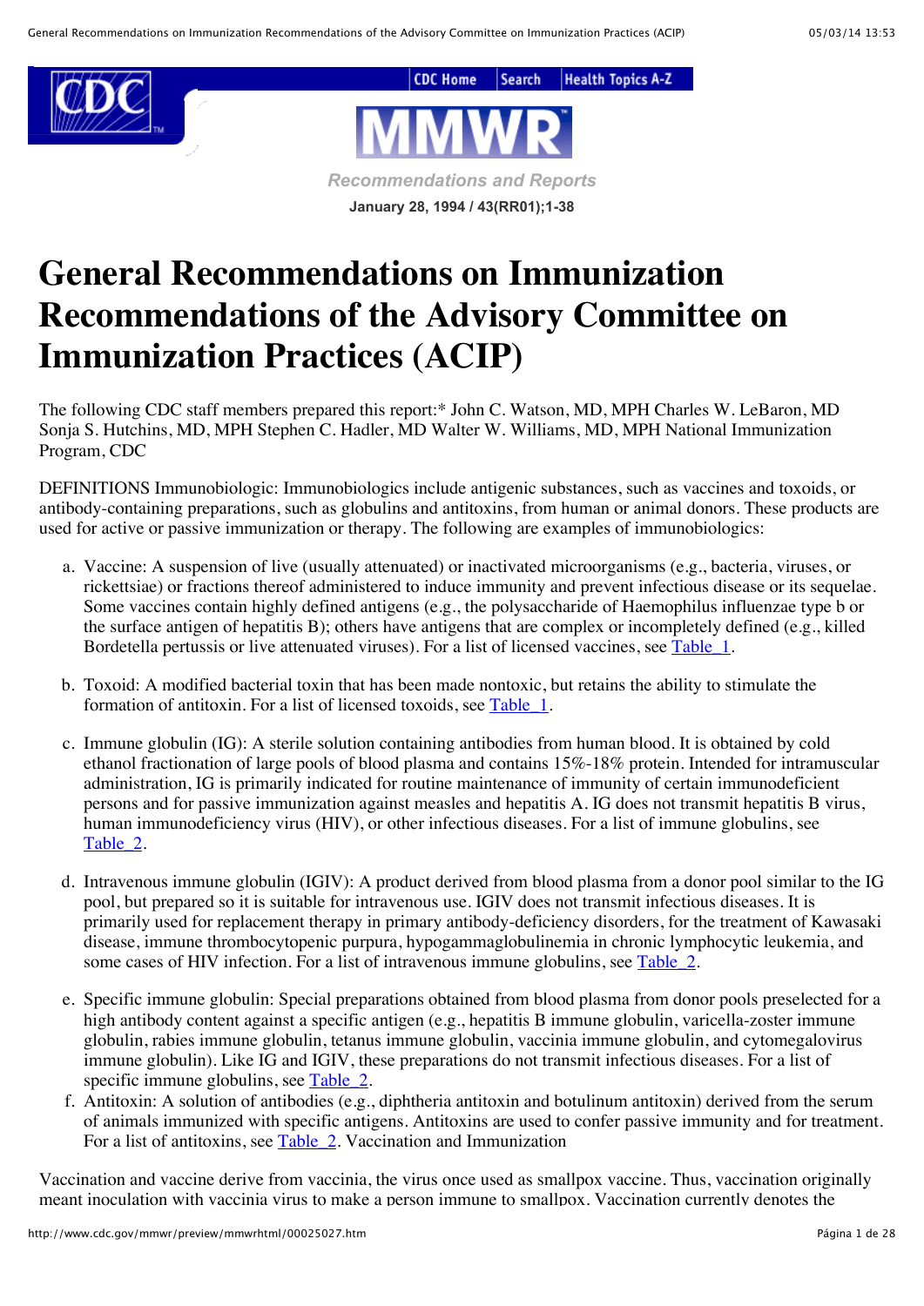MMWR

*Recommendations and Reports*

**January 28, 1994 / 43(RR01);1-38**

# General Recommendations on Immunization Recommendations of the Advisory Committee on Immunization Practices (ACIP)

The following CDC staff members prepared this report:* John C. Watson, MD, MPH Charles W. LeBaron, MD Sonja S. Hutchins, MD, MPH Stephen C. Hadler, MD Walter W. Williams, MD, MPH National Immunization Program, CDC

DEFINITIONS Immunobiologic: Immunobiologics include antigenic substances, such as vaccines and toxoids, or antibody-containing preparations, such as globulins and antitoxins, from human or animal donors. These products are used for active or passive immunization or therapy. The following are examples of immunobiologics:

a. Vaccine: A suspension of live (usually attenuated) or inactivated microorganisms (e.g., bacteria, viruses, or rickettsiae) or fractions thereof administered to induce immunity and prevent infectious disease or its sequelae. Some vaccines contain highly defined antigens (e.g., the polysaccharide of Haemophilus influenzae type b or the surface antigen of hepatitis B); others have antigens that are complex or incompletely defined (e.g., killed Bordetella pertussis or live attenuated viruses). For a list of licensed vaccines, see Table_1.

b. Toxoid: A modified bacterial toxin that has been made nontoxic, but retains the ability to stimulate the formation of antitoxin. For a list of licensed toxoids, see Table_1.

c. Immune globulin (IG): A sterile solution containing antibodies from human blood. It is obtained by cold ethanol fractionation of large pools of blood plasma and contains 15%-18% protein. Intended for intramuscular administration, IG is primarily indicated for routine maintenance of immunity of certain immunodeficient persons and for passive immunization against measles and hepatitis A. IG does not transmit hepatitis B virus, human immunodeficiency virus (HIV), or other infectious diseases. For a list of immune globulins, see Table_2.

d. Intravenous immune globulin (IGIV): A product derived from blood plasma from a donor pool similar to the IG pool, but prepared so it is suitable for intravenous use. IGIV does not transmit infectious diseases. It is primarily used for replacement therapy in primary antibody-deficiency disorders, for the treatment of Kawasaki disease, immune thrombocytopenic purpura, hypogammaglobulinemia in chronic lymphocytic leukemia, and some cases of HIV infection. For a list of intravenous immune globulins, see Table_2.

e. Specific immune globulin: Special preparations obtained from blood plasma from donor pools preselected for a high antibody content against a specific antigen (e.g., hepatitis B immune globulin, varicella-zoster immune globulin, rabies immune globulin, tetanus immune globulin, vaccinia immune globulin, and cytomegalovirus immune globulin). Like IG and IGIV, these preparations do not transmit infectious diseases. For a list of specific immune globulins, see Table_2.

f. Antitoxin: A solution of antibodies (e.g., diphtheria antitoxin and botulinum antitoxin) derived from the serum of animals immunized with specific antigens. Antitoxins are used to confer passive immunity and for treatment. For a list of antitoxins, see Table_2. Vaccination and Immunization

Vaccination and vaccine derive from vaccinia, the virus once used as smallpox vaccine. Thus, vaccination originally meant inoculation with vaccinia virus to make a person immune to smallpox. Vaccination currently denotes the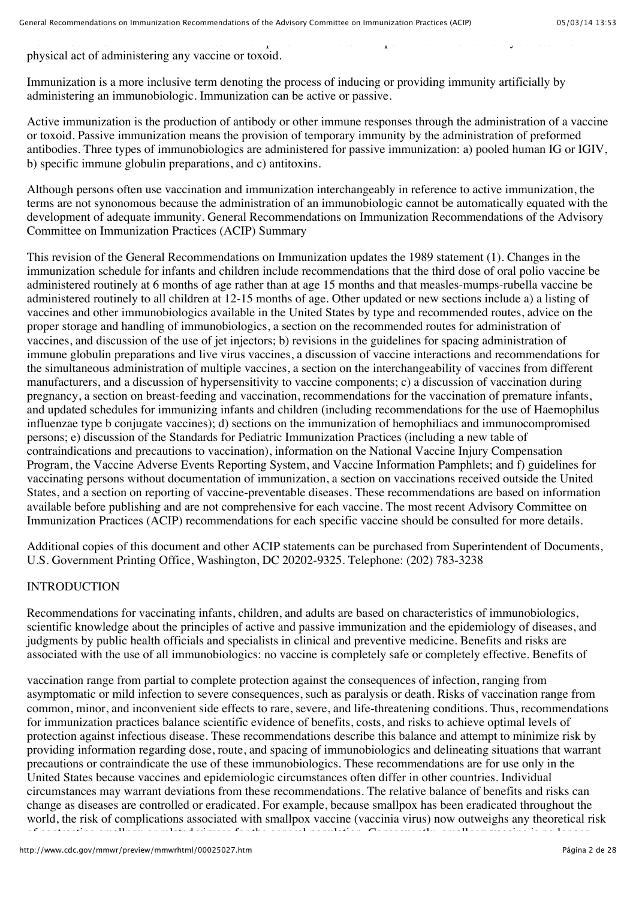physical act of administering any vaccine or toxoid.

Immunization is a more inclusive term denoting the process of inducing or providing immunity artificially by administering an immunobiologic. Immunization can be active or passive.

Active immunization is the production of antibody or other immune responses through the administration of a vaccine or toxoid. Passive immunization means the provision of temporary immunity by the administration of preformed antibodies. Three types of immunobiologics are administered for passive immunization: a) pooled human IG or IGIV, b) specific immune globulin preparations, and c) antitoxins.

Although persons often use vaccination and immunization interchangeably in reference to active immunization, the terms are not synonomous because the administration of an immunobiologic cannot be automatically equated with the development of adequate immunity. General Recommendations on Immunization Recommendations of the Advisory Committee on Immunization Practices (ACIP) Summary

This revision of the General Recommendations on Immunization updates the 1989 statement (1). Changes in the immunization schedule for infants and children include recommendations that the third dose of oral polio vaccine be administered routinely at 6 months of age rather than at age 15 months and that measles-mumps-rubella vaccine be administered routinely to all children at 12-15 months of age. Other updated or new sections include a) a listing of vaccines and other immunobiologics available in the United States by type and recommended routes, advice on the proper storage and handling of immunobiologics, a section on the recommended routes for administration of vaccines, and discussion of the use of jet injectors; b) revisions in the guidelines for spacing administration of immune globulin preparations and live virus vaccines, a discussion of vaccine interactions and recommendations for the simultaneous administration of multiple vaccines, a section on the interchangeability of vaccines from different manufacturers, and a discussion of hypersensitivity to vaccine components; c) a discussion of vaccination during pregnancy, a section on breast-feeding and vaccination, recommendations for the vaccination of premature infants, and updated schedules for immunizing infants and children (including recommendations for the use of Haemophilus influenzae type b conjugate vaccines); d) sections on the immunization of hemophiliacs and immunocompromised persons; e) discussion of the Standards for Pediatric Immunization Practices (including a new table of contraindications and precautions to vaccination), information on the National Vaccine Injury Compensation Program, the Vaccine Adverse Events Reporting System, and Vaccine Information Pamphlets; and f) guidelines for vaccinating persons without documentation of immunization, a section on vaccinations received outside the United States, and a section on reporting of vaccine-preventable diseases. These recommendations are based on information available before publishing and are not comprehensive for each vaccine. The most recent Advisory Committee on Immunization Practices (ACIP) recommendations for each specific vaccine should be consulted for more details.

Additional copies of this document and other ACIP statements can be purchased from Superintendent of Documents, U.S. Government Printing Office, Washington, DC 20202-9325. Telephone: (202) 783-3238

## INTRODUCTION

Recommendations for vaccinating infants, children, and adults are based on characteristics of immunobiologics, scientific knowledge about the principles of active and passive immunization and the epidemiology of diseases, and judgments by public health officials and specialists in clinical and preventive medicine. Benefits and risks are associated with the use of all immunobiologics: no vaccine is completely safe or completely effective. Benefits of vaccination range from partial to complete protection against the consequences of infection, ranging from asymptomatic or mild infection to severe consequences, such as paralysis or death. Risks of vaccination range from common, minor, and inconvenient side effects to rare, severe, and life-threatening conditions. Thus, recommendations for immunization practices balance scientific evidence of benefits, costs, and risks to achieve optimal levels of protection against infectious disease. These recommendations describe this balance and attempt to minimize risk by providing information regarding dose, route, and spacing of immunobiologics and delineating situations that warrant precautions or contraindicate the use of these immunobiologics. These recommendations are for use only in the United States because vaccines and epidemiologic circumstances often differ in other countries. Individual circumstances may warrant deviations from these recommendations. The relative balance of benefits and risks can change as diseases are controlled or eradicated. For example, because smallpox has been eradicated throughout the world, the risk of complications associated with smallpox vaccine (vaccinia virus) now outweighs any theoretical risk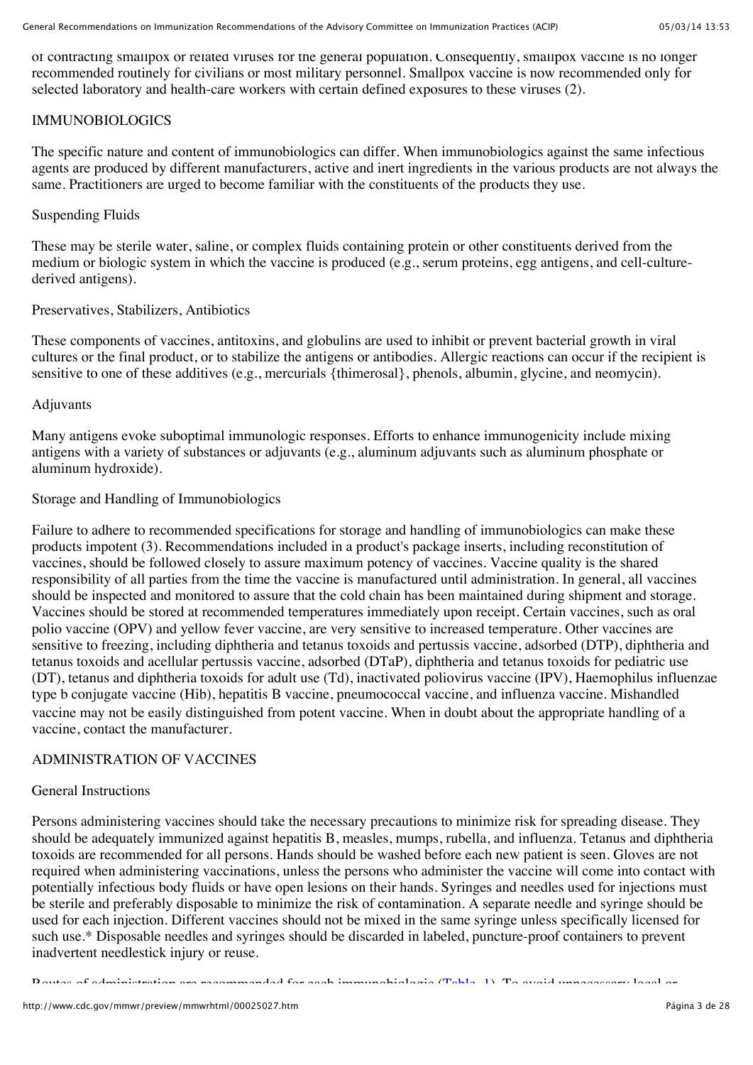of contracting smallpox or related viruses for the general population. Consequently, smallpox vaccine is no longer recommended routinely for civilians or most military personnel. Smallpox vaccine is now recommended only for selected laboratory and health-care workers with certain defined exposures to these viruses (2).

## IMMUNOBIOLOGICS

The specific nature and content of immunobiologics can differ. When immunobiologics against the same infectious agents are produced by different manufacturers, active and inert ingredients in the various products are not always the same. Practitioners are urged to become familiar with the constituents of the products they use.

### Suspending Fluids

These may be sterile water, saline, or complex fluids containing protein or other constituents derived from the medium or biologic system in which the vaccine is produced (e.g., serum proteins, egg antigens, and cell-culture-derived antigens).

### Preservatives, Stabilizers, Antibiotics

These components of vaccines, antitoxins, and globulins are used to inhibit or prevent bacterial growth in viral cultures or the final product, or to stabilize the antigens or antibodies. Allergic reactions can occur if the recipient is sensitive to one of these additives (e.g., mercurials {thimerosal}, phenols, albumin, glycine, and neomycin).

### Adjuvants

Many antigens evoke suboptimal immunologic responses. Efforts to enhance immunogenicity include mixing antigens with a variety of substances or adjuvants (e.g., aluminum adjuvants such as aluminum phosphate or aluminum hydroxide).

### Storage and Handling of Immunobiologics

Failure to adhere to recommended specifications for storage and handling of immunobiologics can make these products impotent (3). Recommendations included in a product's package inserts, including reconstitution of vaccines, should be followed closely to assure maximum potency of vaccines. Vaccine quality is the shared responsibility of all parties from the time the vaccine is manufactured until administration. In general, all vaccines should be inspected and monitored to assure that the cold chain has been maintained during shipment and storage. Vaccines should be stored at recommended temperatures immediately upon receipt. Certain vaccines, such as oral polio vaccine (OPV) and yellow fever vaccine, are very sensitive to increased temperature. Other vaccines are sensitive to freezing, including diphtheria and tetanus toxoids and pertussis vaccine, adsorbed (DTP), diphtheria and tetanus toxoids and acellular pertussis vaccine, adsorbed (DTaP), diphtheria and tetanus toxoids for pediatric use (DT), tetanus and diphtheria toxoids for adult use (Td), inactivated poliovirus vaccine (IPV), Haemophilus influenzae type b conjugate vaccine (Hib), hepatitis B vaccine, pneumococcal vaccine, and influenza vaccine. Mishandled vaccine may not be easily distinguished from potent vaccine. When in doubt about the appropriate handling of a vaccine, contact the manufacturer.

## ADMINISTRATION OF VACCINES

### General Instructions

Persons administering vaccines should take the necessary precautions to minimize risk for spreading disease. They should be adequately immunized against hepatitis B, measles, mumps, rubella, and influenza. Tetanus and diphtheria toxoids are recommended for all persons. Hands should be washed before each new patient is seen. Gloves are not required when administering vaccinations, unless the persons who administer the vaccine will come into contact with potentially infectious body fluids or have open lesions on their hands. Syringes and needles used for injections must be sterile and preferably disposable to minimize the risk of contamination. A separate needle and syringe should be used for each injection. Different vaccines should not be mixed in the same syringe unless specifically licensed for such use.* Disposable needles and syringes should be discarded in labeled, puncture-proof containers to prevent inadvertent needlestick injury or reuse.

Routes of administration are recommended for each immunobiologic (Table_1). To avoid unnecessary local or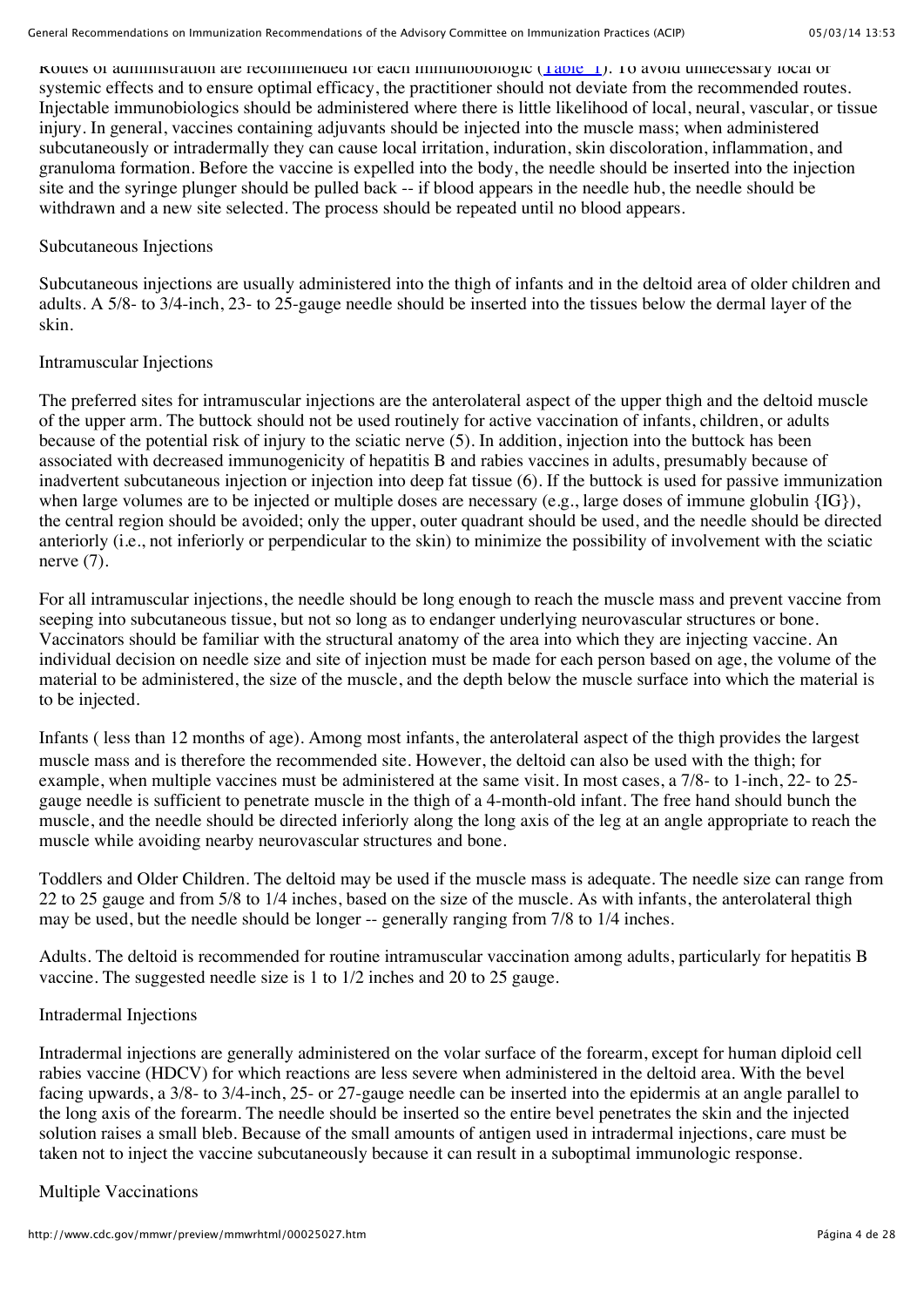Routes of administration are recommended for each immunobiologic (Table 1). To avoid unnecessary local or systemic effects and to ensure optimal efficacy, the practitioner should not deviate from the recommended routes. Injectable immunobiologics should be administered where there is little likelihood of local, neural, vascular, or tissue injury. In general, vaccines containing adjuvants should be injected into the muscle mass; when administered subcutaneously or intradermally they can cause local irritation, induration, skin discoloration, inflammation, and granuloma formation. Before the vaccine is expelled into the body, the needle should be inserted into the injection site and the syringe plunger should be pulled back -- if blood appears in the needle hub, the needle should be withdrawn and a new site selected. The process should be repeated until no blood appears.

Subcutaneous Injections

Subcutaneous injections are usually administered into the thigh of infants and in the deltoid area of older children and adults. A 5/8- to 3/4-inch, 23- to 25-gauge needle should be inserted into the tissues below the dermal layer of the skin.

Intramuscular Injections

The preferred sites for intramuscular injections are the anterolateral aspect of the upper thigh and the deltoid muscle of the upper arm. The buttock should not be used routinely for active vaccination of infants, children, or adults because of the potential risk of injury to the sciatic nerve (5). In addition, injection into the buttock has been associated with decreased immunogenicity of hepatitis B and rabies vaccines in adults, presumably because of inadvertent subcutaneous injection or injection into deep fat tissue (6). If the buttock is used for passive immunization when large volumes are to be injected or multiple doses are necessary (e.g., large doses of immune globulin {IG}), the central region should be avoided; only the upper, outer quadrant should be used, and the needle should be directed anteriorly (i.e., not inferiorly or perpendicular to the skin) to minimize the possibility of involvement with the sciatic nerve (7).

For all intramuscular injections, the needle should be long enough to reach the muscle mass and prevent vaccine from seeping into subcutaneous tissue, but not so long as to endanger underlying neurovascular structures or bone. Vaccinators should be familiar with the structural anatomy of the area into which they are injecting vaccine. An individual decision on needle size and site of injection must be made for each person based on age, the volume of the material to be administered, the size of the muscle, and the depth below the muscle surface into which the material is to be injected.

Infants ( less than 12 months of age). Among most infants, the anterolateral aspect of the thigh provides the largest muscle mass and is therefore the recommended site. However, the deltoid can also be used with the thigh; for example, when multiple vaccines must be administered at the same visit. In most cases, a 7/8- to 1-inch, 22- to 25-gauge needle is sufficient to penetrate muscle in the thigh of a 4-month-old infant. The free hand should bunch the muscle, and the needle should be directed inferiorly along the long axis of the leg at an angle appropriate to reach the muscle while avoiding nearby neurovascular structures and bone.

Toddlers and Older Children. The deltoid may be used if the muscle mass is adequate. The needle size can range from 22 to 25 gauge and from 5/8 to 1/4 inches, based on the size of the muscle. As with infants, the anterolateral thigh may be used, but the needle should be longer -- generally ranging from 7/8 to 1/4 inches.

Adults. The deltoid is recommended for routine intramuscular vaccination among adults, particularly for hepatitis B vaccine. The suggested needle size is 1 to 1/2 inches and 20 to 25 gauge.

Intradermal Injections

Intradermal injections are generally administered on the volar surface of the forearm, except for human diploid cell rabies vaccine (HDCV) for which reactions are less severe when administered in the deltoid area. With the bevel facing upwards, a 3/8- to 3/4-inch, 25- or 27-gauge needle can be inserted into the epidermis at an angle parallel to the long axis of the forearm. The needle should be inserted so the entire bevel penetrates the skin and the injected solution raises a small bleb. Because of the small amounts of antigen used in intradermal injections, care must be taken not to inject the vaccine subcutaneously because it can result in a suboptimal immunologic response.

Multiple Vaccinations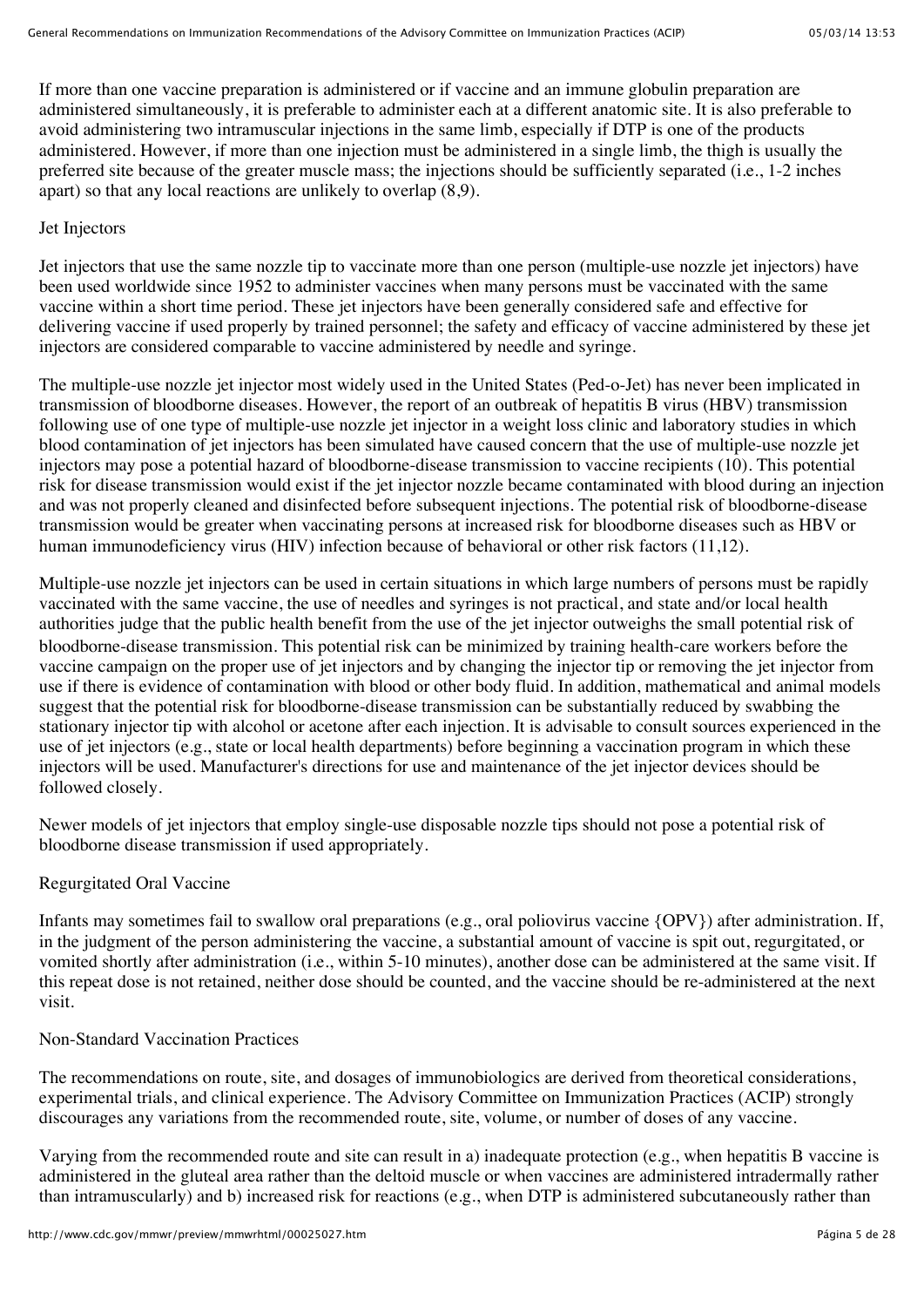If more than one vaccine preparation is administered or if vaccine and an immune globulin preparation are administered simultaneously, it is preferable to administer each at a different anatomic site. It is also preferable to avoid administering two intramuscular injections in the same limb, especially if DTP is one of the products administered. However, if more than one injection must be administered in a single limb, the thigh is usually the preferred site because of the greater muscle mass; the injections should be sufficiently separated (i.e., 1-2 inches apart) so that any local reactions are unlikely to overlap (8,9).

### Jet Injectors

Jet injectors that use the same nozzle tip to vaccinate more than one person (multiple-use nozzle jet injectors) have been used worldwide since 1952 to administer vaccines when many persons must be vaccinated with the same vaccine within a short time period. These jet injectors have been generally considered safe and effective for delivering vaccine if used properly by trained personnel; the safety and efficacy of vaccine administered by these jet injectors are considered comparable to vaccine administered by needle and syringe.

The multiple-use nozzle jet injector most widely used in the United States (Ped-o-Jet) has never been implicated in transmission of bloodborne diseases. However, the report of an outbreak of hepatitis B virus (HBV) transmission following use of one type of multiple-use nozzle jet injector in a weight loss clinic and laboratory studies in which blood contamination of jet injectors has been simulated have caused concern that the use of multiple-use nozzle jet injectors may pose a potential hazard of bloodborne-disease transmission to vaccine recipients (10). This potential risk for disease transmission would exist if the jet injector nozzle became contaminated with blood during an injection and was not properly cleaned and disinfected before subsequent injections. The potential risk of bloodborne-disease transmission would be greater when vaccinating persons at increased risk for bloodborne diseases such as HBV or human immunodeficiency virus (HIV) infection because of behavioral or other risk factors (11,12).

Multiple-use nozzle jet injectors can be used in certain situations in which large numbers of persons must be rapidly vaccinated with the same vaccine, the use of needles and syringes is not practical, and state and/or local health authorities judge that the public health benefit from the use of the jet injector outweighs the small potential risk of bloodborne-disease transmission. This potential risk can be minimized by training health-care workers before the vaccine campaign on the proper use of jet injectors and by changing the injector tip or removing the jet injector from use if there is evidence of contamination with blood or other body fluid. In addition, mathematical and animal models suggest that the potential risk for bloodborne-disease transmission can be substantially reduced by swabbing the stationary injector tip with alcohol or acetone after each injection. It is advisable to consult sources experienced in the use of jet injectors (e.g., state or local health departments) before beginning a vaccination program in which these injectors will be used. Manufacturer's directions for use and maintenance of the jet injector devices should be followed closely.

Newer models of jet injectors that employ single-use disposable nozzle tips should not pose a potential risk of bloodborne disease transmission if used appropriately.

### Regurgitated Oral Vaccine

Infants may sometimes fail to swallow oral preparations (e.g., oral poliovirus vaccine {OPV}) after administration. If, in the judgment of the person administering the vaccine, a substantial amount of vaccine is spit out, regurgitated, or vomited shortly after administration (i.e., within 5-10 minutes), another dose can be administered at the same visit. If this repeat dose is not retained, neither dose should be counted, and the vaccine should be re-administered at the next visit.

### Non-Standard Vaccination Practices

The recommendations on route, site, and dosages of immunobiologics are derived from theoretical considerations, experimental trials, and clinical experience. The Advisory Committee on Immunization Practices (ACIP) strongly discourages any variations from the recommended route, site, volume, or number of doses of any vaccine.

Varying from the recommended route and site can result in a) inadequate protection (e.g., when hepatitis B vaccine is administered in the gluteal area rather than the deltoid muscle or when vaccines are administered intradermally rather than intramuscularly) and b) increased risk for reactions (e.g., when DTP is administered subcutaneously rather than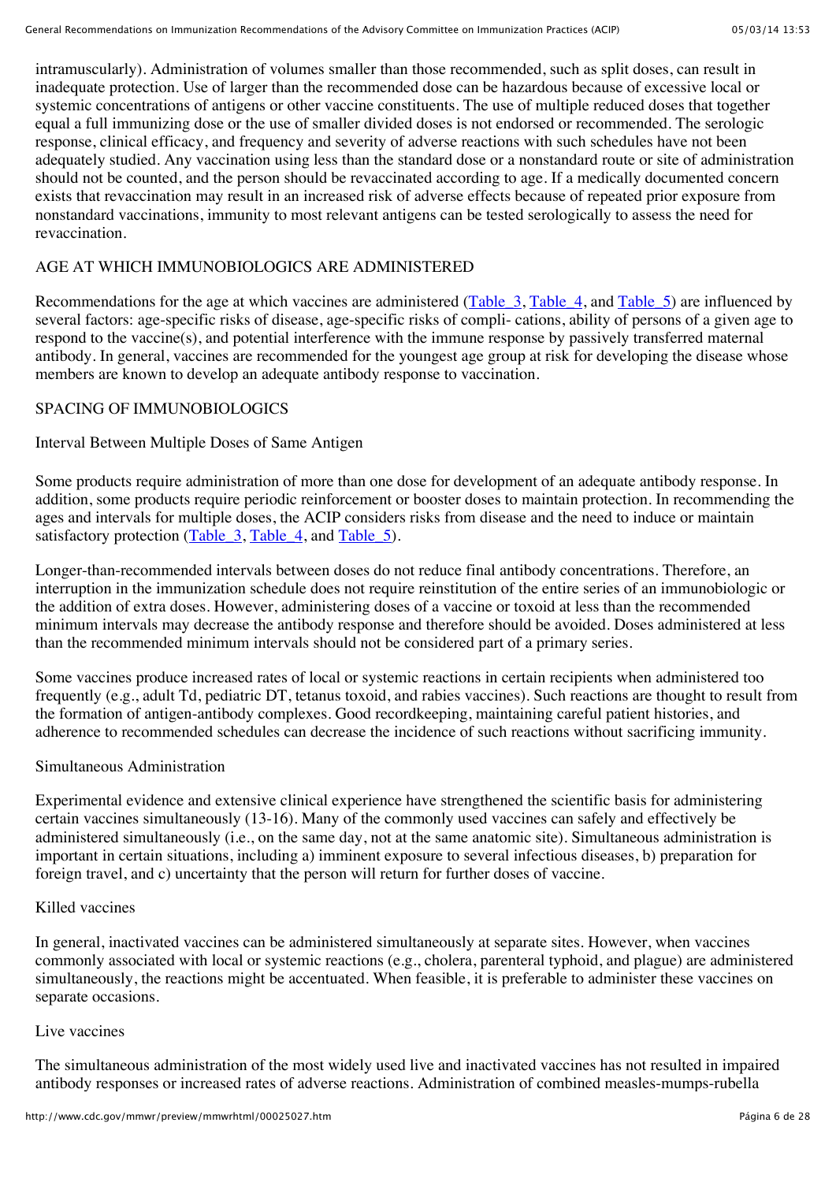intramuscularly). Administration of volumes smaller than those recommended, such as split doses, can result in inadequate protection. Use of larger than the recommended dose can be hazardous because of excessive local or systemic concentrations of antigens or other vaccine constituents. The use of multiple reduced doses that together equal a full immunizing dose or the use of smaller divided doses is not endorsed or recommended. The serologic response, clinical efficacy, and frequency and severity of adverse reactions with such schedules have not been adequately studied. Any vaccination using less than the standard dose or a nonstandard route or site of administration should not be counted, and the person should be revaccinated according to age. If a medically documented concern exists that revaccination may result in an increased risk of adverse effects because of repeated prior exposure from nonstandard vaccinations, immunity to most relevant antigens can be tested serologically to assess the need for revaccination.

## AGE AT WHICH IMMUNOBIOLOGICS ARE ADMINISTERED

Recommendations for the age at which vaccines are administered (Table_3, Table_4, and Table_5) are influenced by several factors: age-specific risks of disease, age-specific risks of compli- cations, ability of persons of a given age to respond to the vaccine(s), and potential interference with the immune response by passively transferred maternal antibody. In general, vaccines are recommended for the youngest age group at risk for developing the disease whose members are known to develop an adequate antibody response to vaccination.

## SPACING OF IMMUNOBIOLOGICS

### Interval Between Multiple Doses of Same Antigen

Some products require administration of more than one dose for development of an adequate antibody response. In addition, some products require periodic reinforcement or booster doses to maintain protection. In recommending the ages and intervals for multiple doses, the ACIP considers risks from disease and the need to induce or maintain satisfactory protection (Table_3, Table_4, and Table_5).

Longer-than-recommended intervals between doses do not reduce final antibody concentrations. Therefore, an interruption in the immunization schedule does not require reinstitution of the entire series of an immunobiologic or the addition of extra doses. However, administering doses of a vaccine or toxoid at less than the recommended minimum intervals may decrease the antibody response and therefore should be avoided. Doses administered at less than the recommended minimum intervals should not be considered part of a primary series.

Some vaccines produce increased rates of local or systemic reactions in certain recipients when administered too frequently (e.g., adult Td, pediatric DT, tetanus toxoid, and rabies vaccines). Such reactions are thought to result from the formation of antigen-antibody complexes. Good recordkeeping, maintaining careful patient histories, and adherence to recommended schedules can decrease the incidence of such reactions without sacrificing immunity.

### Simultaneous Administration

Experimental evidence and extensive clinical experience have strengthened the scientific basis for administering certain vaccines simultaneously (13-16). Many of the commonly used vaccines can safely and effectively be administered simultaneously (i.e., on the same day, not at the same anatomic site). Simultaneous administration is important in certain situations, including a) imminent exposure to several infectious diseases, b) preparation for foreign travel, and c) uncertainty that the person will return for further doses of vaccine.

#### Killed vaccines

In general, inactivated vaccines can be administered simultaneously at separate sites. However, when vaccines commonly associated with local or systemic reactions (e.g., cholera, parenteral typhoid, and plague) are administered simultaneously, the reactions might be accentuated. When feasible, it is preferable to administer these vaccines on separate occasions.

#### Live vaccines

The simultaneous administration of the most widely used live and inactivated vaccines has not resulted in impaired antibody responses or increased rates of adverse reactions. Administration of combined measles-mumps-rubella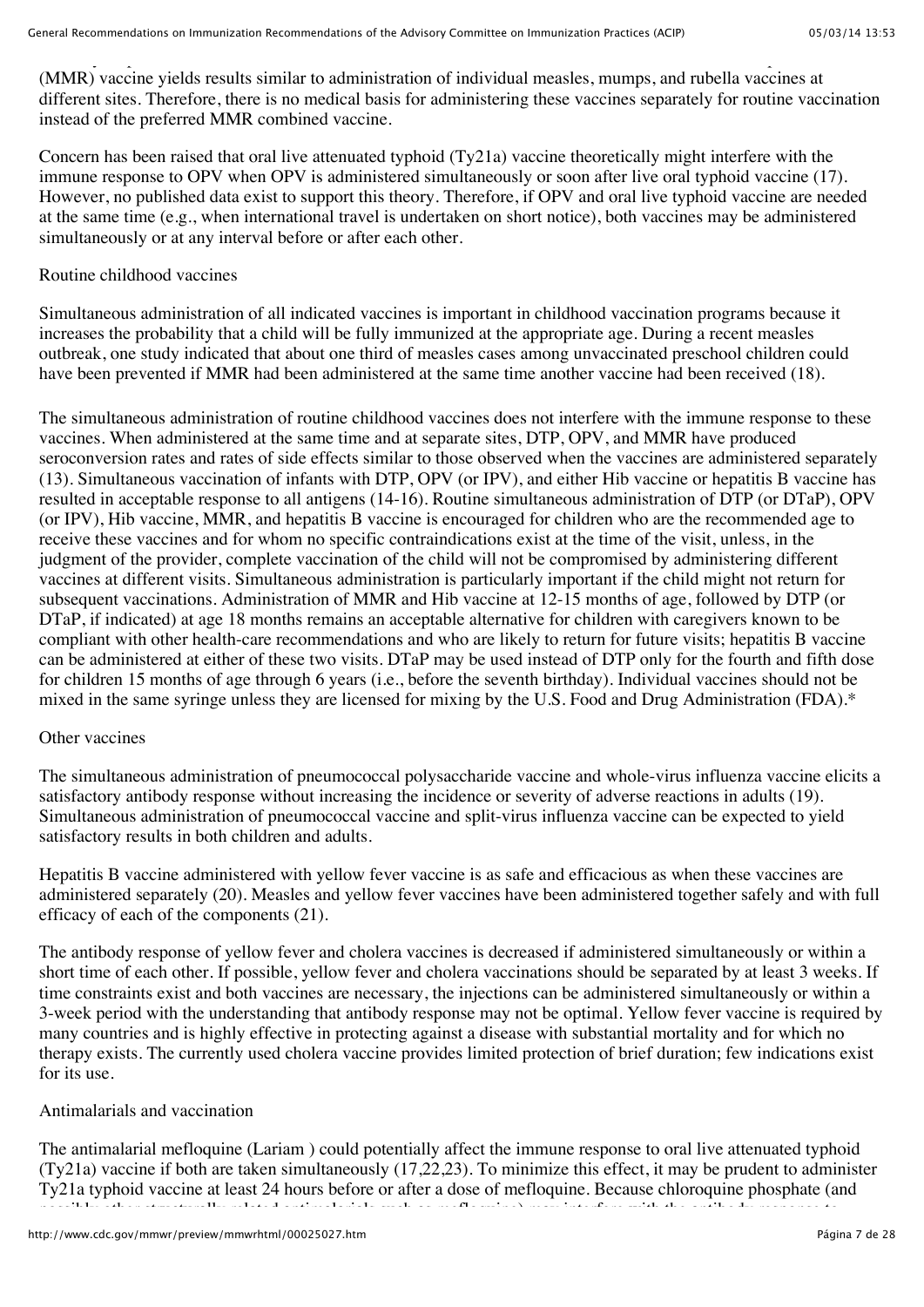(MMR) vaccine yields results similar to administration of individual measles, mumps, and rubella vaccines at different sites. Therefore, there is no medical basis for administering these vaccines separately for routine vaccination instead of the preferred MMR combined vaccine.

Concern has been raised that oral live attenuated typhoid (Ty21a) vaccine theoretically might interfere with the immune response to OPV when OPV is administered simultaneously or soon after live oral typhoid vaccine (17). However, no published data exist to support this theory. Therefore, if OPV and oral live typhoid vaccine are needed at the same time (e.g., when international travel is undertaken on short notice), both vaccines may be administered simultaneously or at any interval before or after each other.

### Routine childhood vaccines

Simultaneous administration of all indicated vaccines is important in childhood vaccination programs because it increases the probability that a child will be fully immunized at the appropriate age. During a recent measles outbreak, one study indicated that about one third of measles cases among unvaccinated preschool children could have been prevented if MMR had been administered at the same time another vaccine had been received (18).

The simultaneous administration of routine childhood vaccines does not interfere with the immune response to these vaccines. When administered at the same time and at separate sites, DTP, OPV, and MMR have produced seroconversion rates and rates of side effects similar to those observed when the vaccines are administered separately (13). Simultaneous vaccination of infants with DTP, OPV (or IPV), and either Hib vaccine or hepatitis B vaccine has resulted in acceptable response to all antigens (14-16). Routine simultaneous administration of DTP (or DTaP), OPV (or IPV), Hib vaccine, MMR, and hepatitis B vaccine is encouraged for children who are the recommended age to receive these vaccines and for whom no specific contraindications exist at the time of the visit, unless, in the judgment of the provider, complete vaccination of the child will not be compromised by administering different vaccines at different visits. Simultaneous administration is particularly important if the child might not return for subsequent vaccinations. Administration of MMR and Hib vaccine at 12-15 months of age, followed by DTP (or DTaP, if indicated) at age 18 months remains an acceptable alternative for children with caregivers known to be compliant with other health-care recommendations and who are likely to return for future visits; hepatitis B vaccine can be administered at either of these two visits. DTaP may be used instead of DTP only for the fourth and fifth dose for children 15 months of age through 6 years (i.e., before the seventh birthday). Individual vaccines should not be mixed in the same syringe unless they are licensed for mixing by the U.S. Food and Drug Administration (FDA).*

### Other vaccines

The simultaneous administration of pneumococcal polysaccharide vaccine and whole-virus influenza vaccine elicits a satisfactory antibody response without increasing the incidence or severity of adverse reactions in adults (19). Simultaneous administration of pneumococcal vaccine and split-virus influenza vaccine can be expected to yield satisfactory results in both children and adults.

Hepatitis B vaccine administered with yellow fever vaccine is as safe and efficacious as when these vaccines are administered separately (20). Measles and yellow fever vaccines have been administered together safely and with full efficacy of each of the components (21).

The antibody response of yellow fever and cholera vaccines is decreased if administered simultaneously or within a short time of each other. If possible, yellow fever and cholera vaccinations should be separated by at least 3 weeks. If time constraints exist and both vaccines are necessary, the injections can be administered simultaneously or within a 3-week period with the understanding that antibody response may not be optimal. Yellow fever vaccine is required by many countries and is highly effective in protecting against a disease with substantial mortality and for which no therapy exists. The currently used cholera vaccine provides limited protection of brief duration; few indications exist for its use.

### Antimalarials and vaccination

The antimalarial mefloquine (Lariam ) could potentially affect the immune response to oral live attenuated typhoid (Ty21a) vaccine if both are taken simultaneously (17,22,23). To minimize this effect, it may be prudent to administer Ty21a typhoid vaccine at least 24 hours before or after a dose of mefloquine. Because chloroquine phosphate (and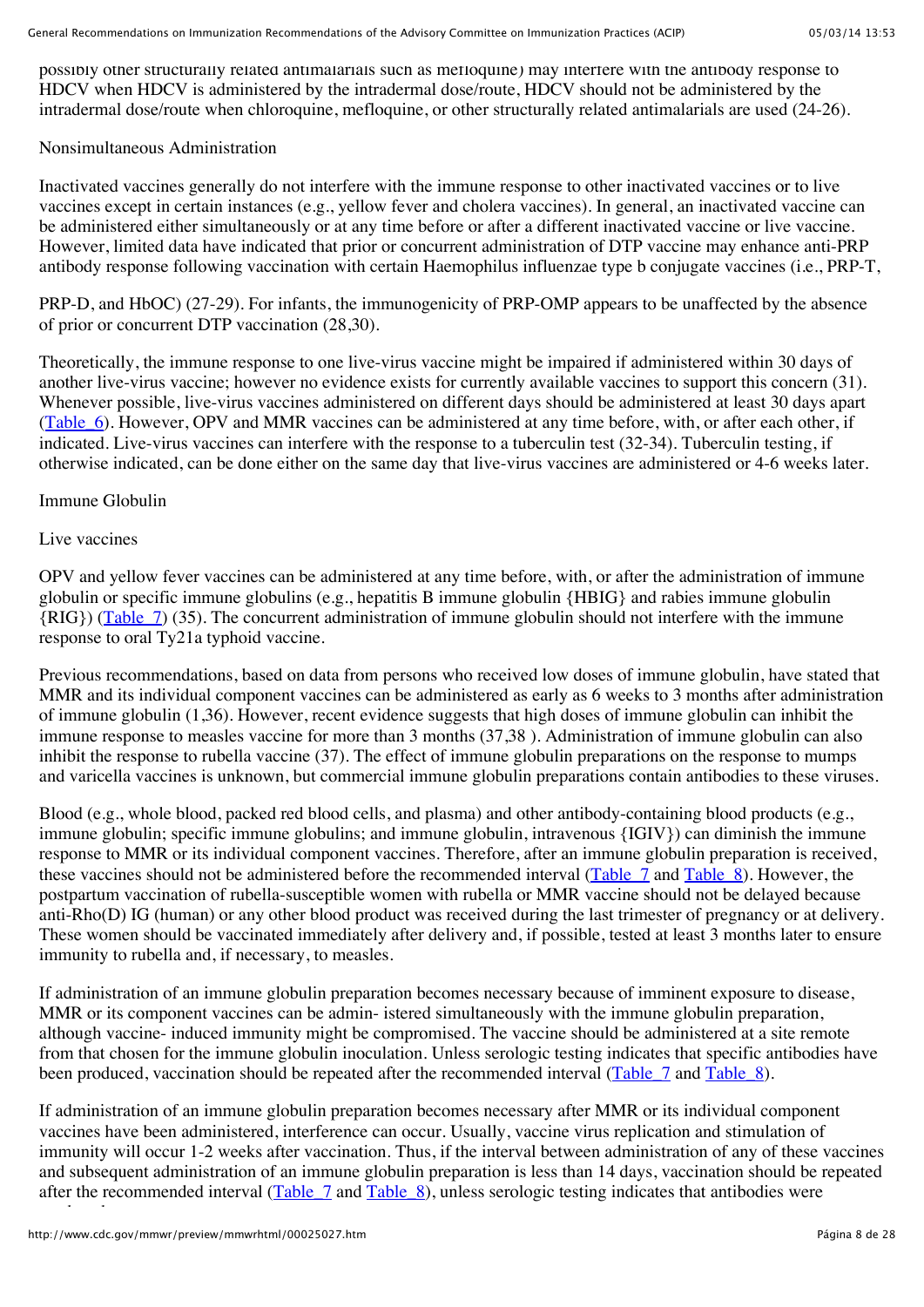possibly other structurally related antimalarials such as mefloquine) may interfere with the antibody response to HDCV when HDCV is administered by the intradermal dose/route, HDCV should not be administered by the intradermal dose/route when chloroquine, mefloquine, or other structurally related antimalarials are used (24-26).

Nonsimultaneous Administration

Inactivated vaccines generally do not interfere with the immune response to other inactivated vaccines or to live vaccines except in certain instances (e.g., yellow fever and cholera vaccines). In general, an inactivated vaccine can be administered either simultaneously or at any time before or after a different inactivated vaccine or live vaccine. However, limited data have indicated that prior or concurrent administration of DTP vaccine may enhance anti-PRP antibody response following vaccination with certain Haemophilus influenzae type b conjugate vaccines (i.e., PRP-T, PRP-D, and HbOC) (27-29). For infants, the immunogenicity of PRP-OMP appears to be unaffected by the absence of prior or concurrent DTP vaccination (28,30).

Theoretically, the immune response to one live-virus vaccine might be impaired if administered within 30 days of another live-virus vaccine; however no evidence exists for currently available vaccines to support this concern (31). Whenever possible, live-virus vaccines administered on different days should be administered at least 30 days apart (Table_6). However, OPV and MMR vaccines can be administered at any time before, with, or after each other, if indicated. Live-virus vaccines can interfere with the response to a tuberculin test (32-34). Tuberculin testing, if otherwise indicated, can be done either on the same day that live-virus vaccines are administered or 4-6 weeks later.

Immune Globulin

Live vaccines

OPV and yellow fever vaccines can be administered at any time before, with, or after the administration of immune globulin or specific immune globulins (e.g., hepatitis B immune globulin {HBIG} and rabies immune globulin {RIG}) (Table_7) (35). The concurrent administration of immune globulin should not interfere with the immune response to oral Ty21a typhoid vaccine.

Previous recommendations, based on data from persons who received low doses of immune globulin, have stated that MMR and its individual component vaccines can be administered as early as 6 weeks to 3 months after administration of immune globulin (1,36). However, recent evidence suggests that high doses of immune globulin can inhibit the immune response to measles vaccine for more than 3 months (37,38 ). Administration of immune globulin can also inhibit the response to rubella vaccine (37). The effect of immune globulin preparations on the response to mumps and varicella vaccines is unknown, but commercial immune globulin preparations contain antibodies to these viruses.

Blood (e.g., whole blood, packed red blood cells, and plasma) and other antibody-containing blood products (e.g., immune globulin; specific immune globulins; and immune globulin, intravenous {IGIV}) can diminish the immune response to MMR or its individual component vaccines. Therefore, after an immune globulin preparation is received, these vaccines should not be administered before the recommended interval (Table_7 and Table_8). However, the postpartum vaccination of rubella-susceptible women with rubella or MMR vaccine should not be delayed because anti-Rho(D) IG (human) or any other blood product was received during the last trimester of pregnancy or at delivery. These women should be vaccinated immediately after delivery and, if possible, tested at least 3 months later to ensure immunity to rubella and, if necessary, to measles.

If administration of an immune globulin preparation becomes necessary because of imminent exposure to disease, MMR or its component vaccines can be admin- istered simultaneously with the immune globulin preparation, although vaccine- induced immunity might be compromised. The vaccine should be administered at a site remote from that chosen for the immune globulin inoculation. Unless serologic testing indicates that specific antibodies have been produced, vaccination should be repeated after the recommended interval (Table_7 and Table_8).

If administration of an immune globulin preparation becomes necessary after MMR or its individual component vaccines have been administered, interference can occur. Usually, vaccine virus replication and stimulation of immunity will occur 1-2 weeks after vaccination. Thus, if the interval between administration of any of these vaccines and subsequent administration of an immune globulin preparation is less than 14 days, vaccination should be repeated after the recommended interval (Table_7 and Table_8), unless serologic testing indicates that antibodies were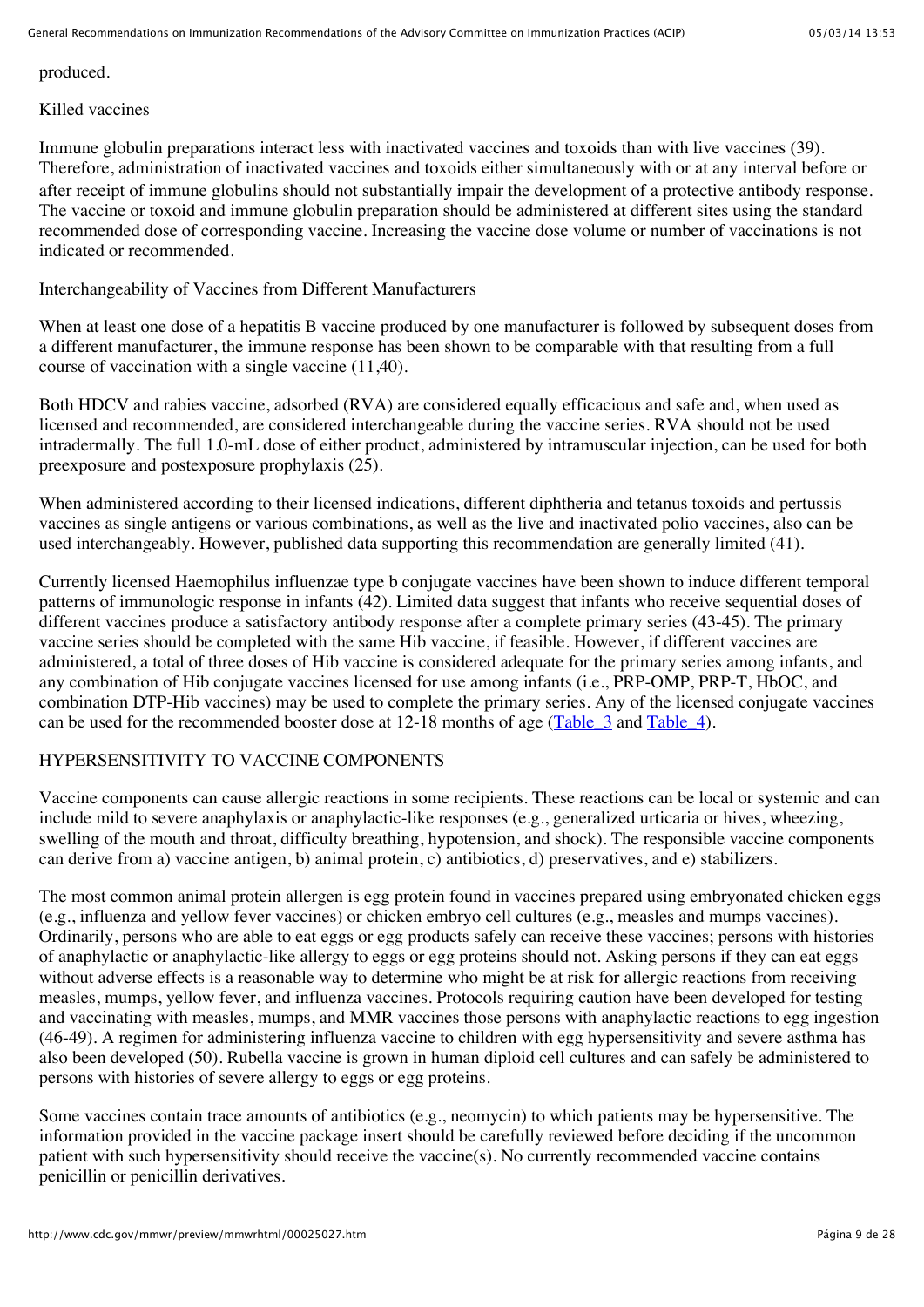produced.

Killed vaccines

Immune globulin preparations interact less with inactivated vaccines and toxoids than with live vaccines (39). Therefore, administration of inactivated vaccines and toxoids either simultaneously with or at any interval before or after receipt of immune globulins should not substantially impair the development of a protective antibody response. The vaccine or toxoid and immune globulin preparation should be administered at different sites using the standard recommended dose of corresponding vaccine. Increasing the vaccine dose volume or number of vaccinations is not indicated or recommended.

Interchangeability of Vaccines from Different Manufacturers

When at least one dose of a hepatitis B vaccine produced by one manufacturer is followed by subsequent doses from a different manufacturer, the immune response has been shown to be comparable with that resulting from a full course of vaccination with a single vaccine (11,40).

Both HDCV and rabies vaccine, adsorbed (RVA) are considered equally efficacious and safe and, when used as licensed and recommended, are considered interchangeable during the vaccine series. RVA should not be used intradermally. The full 1.0-mL dose of either product, administered by intramuscular injection, can be used for both preexposure and postexposure prophylaxis (25).

When administered according to their licensed indications, different diphtheria and tetanus toxoids and pertussis vaccines as single antigens or various combinations, as well as the live and inactivated polio vaccines, also can be used interchangeably. However, published data supporting this recommendation are generally limited (41).

Currently licensed Haemophilus influenzae type b conjugate vaccines have been shown to induce different temporal patterns of immunologic response in infants (42). Limited data suggest that infants who receive sequential doses of different vaccines produce a satisfactory antibody response after a complete primary series (43-45). The primary vaccine series should be completed with the same Hib vaccine, if feasible. However, if different vaccines are administered, a total of three doses of Hib vaccine is considered adequate for the primary series among infants, and any combination of Hib conjugate vaccines licensed for use among infants (i.e., PRP-OMP, PRP-T, HbOC, and combination DTP-Hib vaccines) may be used to complete the primary series. Any of the licensed conjugate vaccines can be used for the recommended booster dose at 12-18 months of age (Table_3 and Table_4).

HYPERSENSITIVITY TO VACCINE COMPONENTS

Vaccine components can cause allergic reactions in some recipients. These reactions can be local or systemic and can include mild to severe anaphylaxis or anaphylactic-like responses (e.g., generalized urticaria or hives, wheezing, swelling of the mouth and throat, difficulty breathing, hypotension, and shock). The responsible vaccine components can derive from a) vaccine antigen, b) animal protein, c) antibiotics, d) preservatives, and e) stabilizers.

The most common animal protein allergen is egg protein found in vaccines prepared using embryonated chicken eggs (e.g., influenza and yellow fever vaccines) or chicken embryo cell cultures (e.g., measles and mumps vaccines). Ordinarily, persons who are able to eat eggs or egg products safely can receive these vaccines; persons with histories of anaphylactic or anaphylactic-like allergy to eggs or egg proteins should not. Asking persons if they can eat eggs without adverse effects is a reasonable way to determine who might be at risk for allergic reactions from receiving measles, mumps, yellow fever, and influenza vaccines. Protocols requiring caution have been developed for testing and vaccinating with measles, mumps, and MMR vaccines those persons with anaphylactic reactions to egg ingestion (46-49). A regimen for administering influenza vaccine to children with egg hypersensitivity and severe asthma has also been developed (50). Rubella vaccine is grown in human diploid cell cultures and can safely be administered to persons with histories of severe allergy to eggs or egg proteins.

Some vaccines contain trace amounts of antibiotics (e.g., neomycin) to which patients may be hypersensitive. The information provided in the vaccine package insert should be carefully reviewed before deciding if the uncommon patient with such hypersensitivity should receive the vaccine(s). No currently recommended vaccine contains penicillin or penicillin derivatives.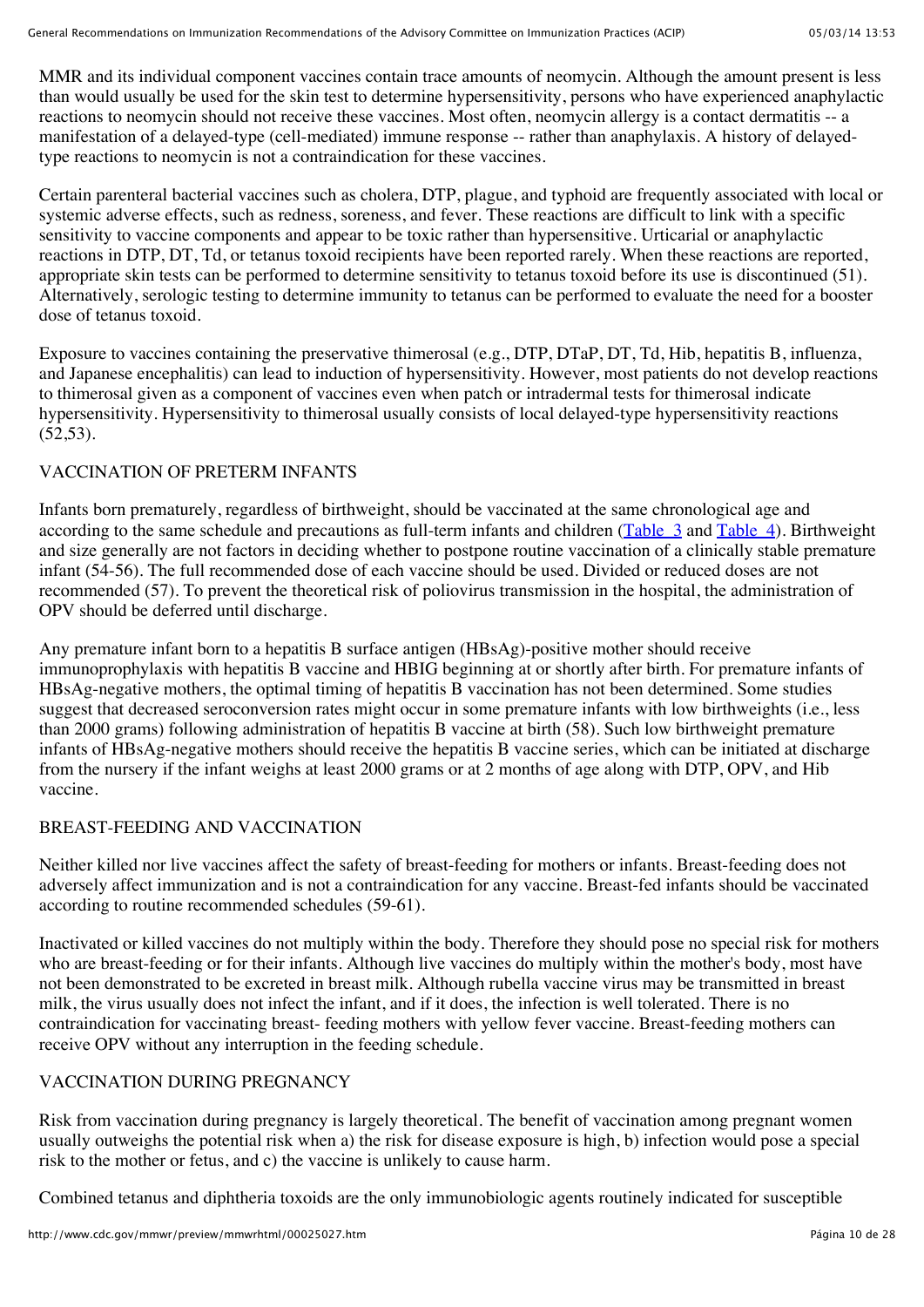MMR and its individual component vaccines contain trace amounts of neomycin. Although the amount present is less than would usually be used for the skin test to determine hypersensitivity, persons who have experienced anaphylactic reactions to neomycin should not receive these vaccines. Most often, neomycin allergy is a contact dermatitis -- a manifestation of a delayed-type (cell-mediated) immune response -- rather than anaphylaxis. A history of delayed-type reactions to neomycin is not a contraindication for these vaccines.

Certain parenteral bacterial vaccines such as cholera, DTP, plague, and typhoid are frequently associated with local or systemic adverse effects, such as redness, soreness, and fever. These reactions are difficult to link with a specific sensitivity to vaccine components and appear to be toxic rather than hypersensitive. Urticarial or anaphylactic reactions in DTP, DT, Td, or tetanus toxoid recipients have been reported rarely. When these reactions are reported, appropriate skin tests can be performed to determine sensitivity to tetanus toxoid before its use is discontinued (51). Alternatively, serologic testing to determine immunity to tetanus can be performed to evaluate the need for a booster dose of tetanus toxoid.

Exposure to vaccines containing the preservative thimerosal (e.g., DTP, DTaP, DT, Td, Hib, hepatitis B, influenza, and Japanese encephalitis) can lead to induction of hypersensitivity. However, most patients do not develop reactions to thimerosal given as a component of vaccines even when patch or intradermal tests for thimerosal indicate hypersensitivity. Hypersensitivity to thimerosal usually consists of local delayed-type hypersensitivity reactions (52,53).

## VACCINATION OF PRETERM INFANTS

Infants born prematurely, regardless of birthweight, should be vaccinated at the same chronological age and according to the same schedule and precautions as full-term infants and children (Table_3 and Table_4). Birthweight and size generally are not factors in deciding whether to postpone routine vaccination of a clinically stable premature infant (54-56). The full recommended dose of each vaccine should be used. Divided or reduced doses are not recommended (57). To prevent the theoretical risk of poliovirus transmission in the hospital, the administration of OPV should be deferred until discharge.

Any premature infant born to a hepatitis B surface antigen (HBsAg)-positive mother should receive immunoprophylaxis with hepatitis B vaccine and HBIG beginning at or shortly after birth. For premature infants of HBsAg-negative mothers, the optimal timing of hepatitis B vaccination has not been determined. Some studies suggest that decreased seroconversion rates might occur in some premature infants with low birthweights (i.e., less than 2000 grams) following administration of hepatitis B vaccine at birth (58). Such low birthweight premature infants of HBsAg-negative mothers should receive the hepatitis B vaccine series, which can be initiated at discharge from the nursery if the infant weighs at least 2000 grams or at 2 months of age along with DTP, OPV, and Hib vaccine.

## BREAST-FEEDING AND VACCINATION

Neither killed nor live vaccines affect the safety of breast-feeding for mothers or infants. Breast-feeding does not adversely affect immunization and is not a contraindication for any vaccine. Breast-fed infants should be vaccinated according to routine recommended schedules (59-61).

Inactivated or killed vaccines do not multiply within the body. Therefore they should pose no special risk for mothers who are breast-feeding or for their infants. Although live vaccines do multiply within the mother's body, most have not been demonstrated to be excreted in breast milk. Although rubella vaccine virus may be transmitted in breast milk, the virus usually does not infect the infant, and if it does, the infection is well tolerated. There is no contraindication for vaccinating breast- feeding mothers with yellow fever vaccine. Breast-feeding mothers can receive OPV without any interruption in the feeding schedule.

## VACCINATION DURING PREGNANCY

Risk from vaccination during pregnancy is largely theoretical. The benefit of vaccination among pregnant women usually outweighs the potential risk when a) the risk for disease exposure is high, b) infection would pose a special risk to the mother or fetus, and c) the vaccine is unlikely to cause harm.

Combined tetanus and diphtheria toxoids are the only immunobiologic agents routinely indicated for susceptible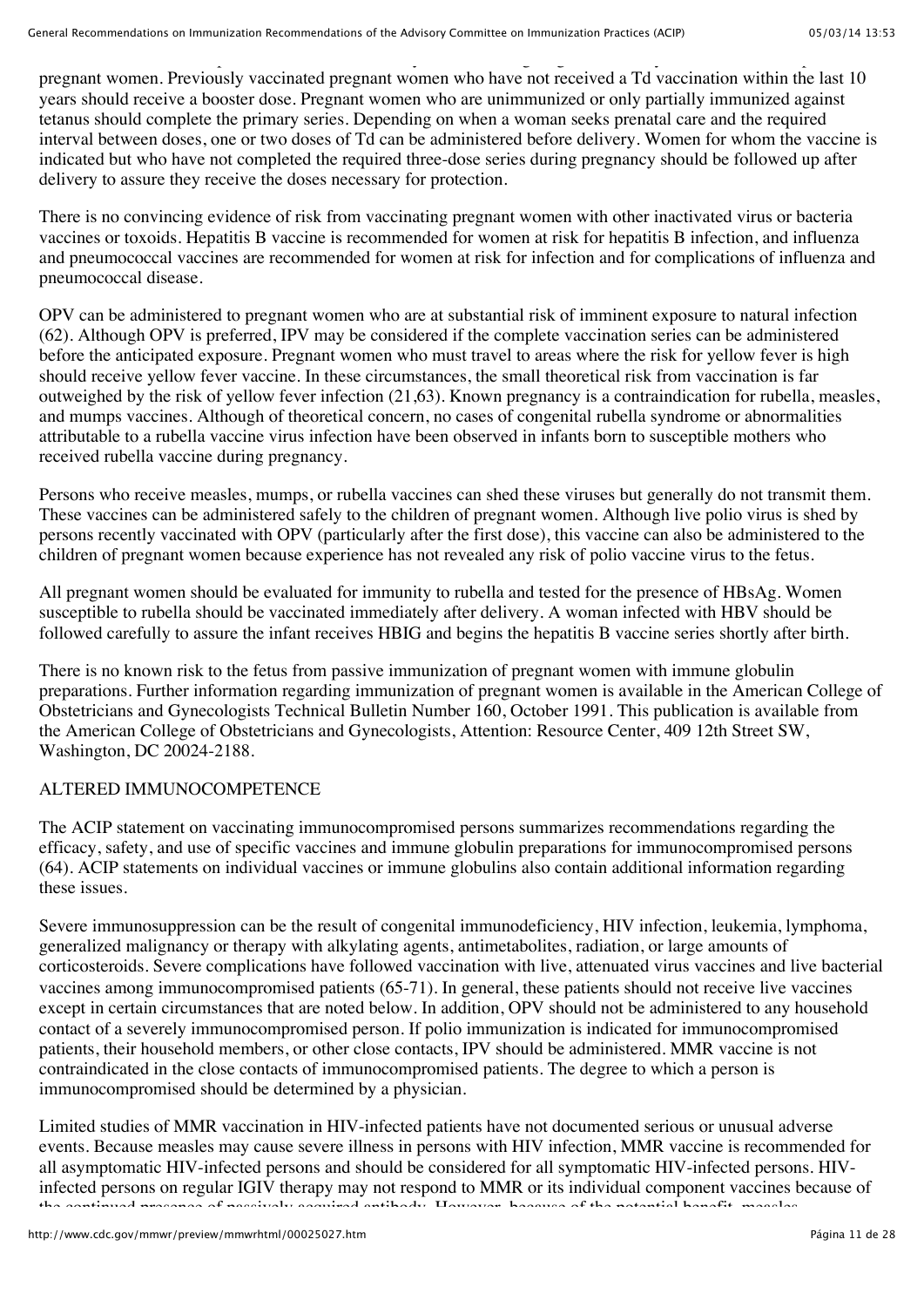pregnant women. Previously vaccinated pregnant women who have not received a Td vaccination within the last 10 years should receive a booster dose. Pregnant women who are unimmunized or only partially immunized against tetanus should complete the primary series. Depending on when a woman seeks prenatal care and the required interval between doses, one or two doses of Td can be administered before delivery. Women for whom the vaccine is indicated but who have not completed the required three-dose series during pregnancy should be followed up after delivery to assure they receive the doses necessary for protection.

There is no convincing evidence of risk from vaccinating pregnant women with other inactivated virus or bacteria vaccines or toxoids. Hepatitis B vaccine is recommended for women at risk for hepatitis B infection, and influenza and pneumococcal vaccines are recommended for women at risk for infection and for complications of influenza and pneumococcal disease.

OPV can be administered to pregnant women who are at substantial risk of imminent exposure to natural infection (62). Although OPV is preferred, IPV may be considered if the complete vaccination series can be administered before the anticipated exposure. Pregnant women who must travel to areas where the risk for yellow fever is high should receive yellow fever vaccine. In these circumstances, the small theoretical risk from vaccination is far outweighed by the risk of yellow fever infection (21,63). Known pregnancy is a contraindication for rubella, measles, and mumps vaccines. Although of theoretical concern, no cases of congenital rubella syndrome or abnormalities attributable to a rubella vaccine virus infection have been observed in infants born to susceptible mothers who received rubella vaccine during pregnancy.

Persons who receive measles, mumps, or rubella vaccines can shed these viruses but generally do not transmit them. These vaccines can be administered safely to the children of pregnant women. Although live polio virus is shed by persons recently vaccinated with OPV (particularly after the first dose), this vaccine can also be administered to the children of pregnant women because experience has not revealed any risk of polio vaccine virus to the fetus.

All pregnant women should be evaluated for immunity to rubella and tested for the presence of HBsAg. Women susceptible to rubella should be vaccinated immediately after delivery. A woman infected with HBV should be followed carefully to assure the infant receives HBIG and begins the hepatitis B vaccine series shortly after birth.

There is no known risk to the fetus from passive immunization of pregnant women with immune globulin preparations. Further information regarding immunization of pregnant women is available in the American College of Obstetricians and Gynecologists Technical Bulletin Number 160, October 1991. This publication is available from the American College of Obstetricians and Gynecologists, Attention: Resource Center, 409 12th Street SW, Washington, DC 20024-2188.

## ALTERED IMMUNOCOMPETENCE

The ACIP statement on vaccinating immunocompromised persons summarizes recommendations regarding the efficacy, safety, and use of specific vaccines and immune globulin preparations for immunocompromised persons (64). ACIP statements on individual vaccines or immune globulins also contain additional information regarding these issues.

Severe immunosuppression can be the result of congenital immunodeficiency, HIV infection, leukemia, lymphoma, generalized malignancy or therapy with alkylating agents, antimetabolites, radiation, or large amounts of corticosteroids. Severe complications have followed vaccination with live, attenuated virus vaccines and live bacterial vaccines among immunocompromised patients (65-71). In general, these patients should not receive live vaccines except in certain circumstances that are noted below. In addition, OPV should not be administered to any household contact of a severely immunocompromised person. If polio immunization is indicated for immunocompromised patients, their household members, or other close contacts, IPV should be administered. MMR vaccine is not contraindicated in the close contacts of immunocompromised patients. The degree to which a person is immunocompromised should be determined by a physician.

Limited studies of MMR vaccination in HIV-infected patients have not documented serious or unusual adverse events. Because measles may cause severe illness in persons with HIV infection, MMR vaccine is recommended for all asymptomatic HIV-infected persons and should be considered for all symptomatic HIV-infected persons. HIV-infected persons on regular IGIV therapy may not respond to MMR or its individual component vaccines because of the continued presence of passively acquired antibody. However, because of the potential benefit, measles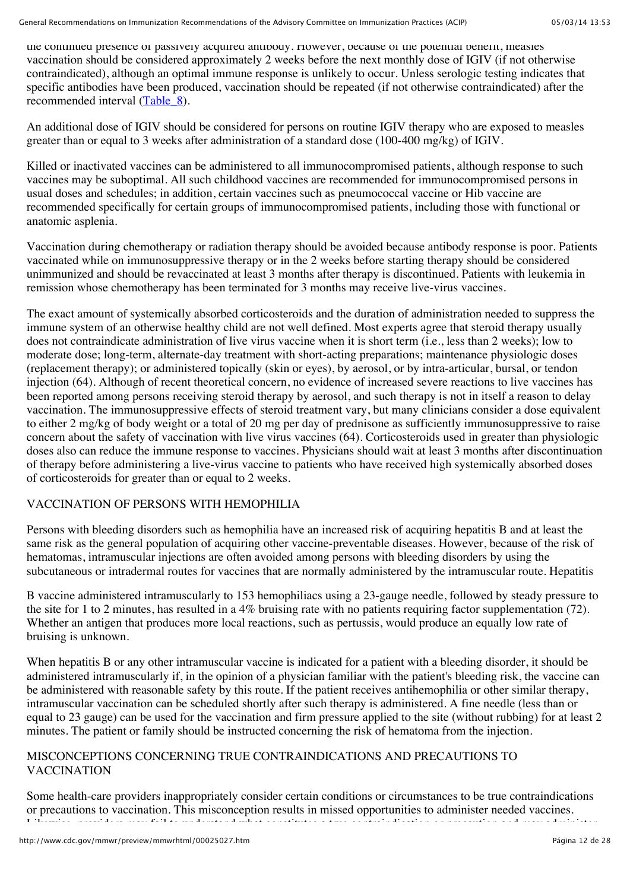the continued presence of passively acquired antibody. However, because of the potential benefit, measles vaccination should be considered approximately 2 weeks before the next monthly dose of IGIV (if not otherwise contraindicated), although an optimal immune response is unlikely to occur. Unless serologic testing indicates that specific antibodies have been produced, vaccination should be repeated (if not otherwise contraindicated) after the recommended interval (Table_8).

An additional dose of IGIV should be considered for persons on routine IGIV therapy who are exposed to measles greater than or equal to 3 weeks after administration of a standard dose (100-400 mg/kg) of IGIV.

Killed or inactivated vaccines can be administered to all immunocompromised patients, although response to such vaccines may be suboptimal. All such childhood vaccines are recommended for immunocompromised persons in usual doses and schedules; in addition, certain vaccines such as pneumococcal vaccine or Hib vaccine are recommended specifically for certain groups of immunocompromised patients, including those with functional or anatomic asplenia.

Vaccination during chemotherapy or radiation therapy should be avoided because antibody response is poor. Patients vaccinated while on immunosuppressive therapy or in the 2 weeks before starting therapy should be considered unimmunized and should be revaccinated at least 3 months after therapy is discontinued. Patients with leukemia in remission whose chemotherapy has been terminated for 3 months may receive live-virus vaccines.

The exact amount of systemically absorbed corticosteroids and the duration of administration needed to suppress the immune system of an otherwise healthy child are not well defined. Most experts agree that steroid therapy usually does not contraindicate administration of live virus vaccine when it is short term (i.e., less than 2 weeks); low to moderate dose; long-term, alternate-day treatment with short-acting preparations; maintenance physiologic doses (replacement therapy); or administered topically (skin or eyes), by aerosol, or by intra-articular, bursal, or tendon injection (64). Although of recent theoretical concern, no evidence of increased severe reactions to live vaccines has been reported among persons receiving steroid therapy by aerosol, and such therapy is not in itself a reason to delay vaccination. The immunosuppressive effects of steroid treatment vary, but many clinicians consider a dose equivalent to either 2 mg/kg of body weight or a total of 20 mg per day of prednisone as sufficiently immunosuppressive to raise concern about the safety of vaccination with live virus vaccines (64). Corticosteroids used in greater than physiologic doses also can reduce the immune response to vaccines. Physicians should wait at least 3 months after discontinuation of therapy before administering a live-virus vaccine to patients who have received high systemically absorbed doses of corticosteroids for greater than or equal to 2 weeks.

## VACCINATION OF PERSONS WITH HEMOPHILIA

Persons with bleeding disorders such as hemophilia have an increased risk of acquiring hepatitis B and at least the same risk as the general population of acquiring other vaccine-preventable diseases. However, because of the risk of hematomas, intramuscular injections are often avoided among persons with bleeding disorders by using the subcutaneous or intradermal routes for vaccines that are normally administered by the intramuscular route. Hepatitis B vaccine administered intramuscularly to 153 hemophiliacs using a 23-gauge needle, followed by steady pressure to the site for 1 to 2 minutes, has resulted in a 4% bruising rate with no patients requiring factor supplementation (72). Whether an antigen that produces more local reactions, such as pertussis, would produce an equally low rate of bruising is unknown.

When hepatitis B or any other intramuscular vaccine is indicated for a patient with a bleeding disorder, it should be administered intramuscularly if, in the opinion of a physician familiar with the patient's bleeding risk, the vaccine can be administered with reasonable safety by this route. If the patient receives antihemophilia or other similar therapy, intramuscular vaccination can be scheduled shortly after such therapy is administered. A fine needle (less than or equal to 23 gauge) can be used for the vaccination and firm pressure applied to the site (without rubbing) for at least 2 minutes. The patient or family should be instructed concerning the risk of hematoma from the injection.

## MISCONCEPTIONS CONCERNING TRUE CONTRAINDICATIONS AND PRECAUTIONS TO VACCINATION

Some health-care providers inappropriately consider certain conditions or circumstances to be true contraindications or precautions to vaccination. This misconception results in missed opportunities to administer needed vaccines. Likewise, providers may fail to understand what constitutes a true contraindication or precaution and may administer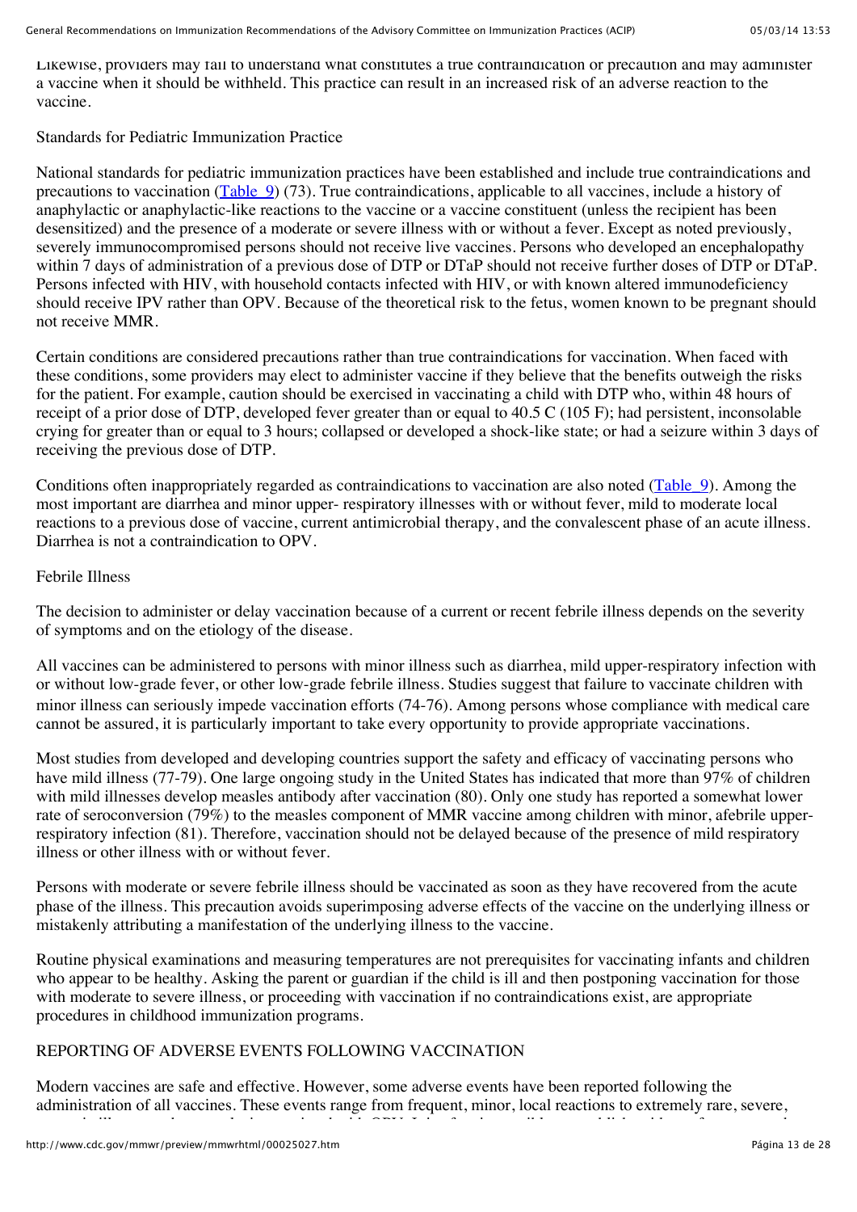Likewise, providers may fail to understand what constitutes a true contraindication or precaution and may administer a vaccine when it should be withheld. This practice can result in an increased risk of an adverse reaction to the vaccine.

### Standards for Pediatric Immunization Practice

National standards for pediatric immunization practices have been established and include true contraindications and precautions to vaccination (Table_9) (73). True contraindications, applicable to all vaccines, include a history of anaphylactic or anaphylactic-like reactions to the vaccine or a vaccine constituent (unless the recipient has been desensitized) and the presence of a moderate or severe illness with or without a fever. Except as noted previously, severely immunocompromised persons should not receive live vaccines. Persons who developed an encephalopathy within 7 days of administration of a previous dose of DTP or DTaP should not receive further doses of DTP or DTaP. Persons infected with HIV, with household contacts infected with HIV, or with known altered immunodeficiency should receive IPV rather than OPV. Because of the theoretical risk to the fetus, women known to be pregnant should not receive MMR.

Certain conditions are considered precautions rather than true contraindications for vaccination. When faced with these conditions, some providers may elect to administer vaccine if they believe that the benefits outweigh the risks for the patient. For example, caution should be exercised in vaccinating a child with DTP who, within 48 hours of receipt of a prior dose of DTP, developed fever greater than or equal to 40.5 C (105 F); had persistent, inconsolable crying for greater than or equal to 3 hours; collapsed or developed a shock-like state; or had a seizure within 3 days of receiving the previous dose of DTP.

Conditions often inappropriately regarded as contraindications to vaccination are also noted (Table_9). Among the most important are diarrhea and minor upper- respiratory illnesses with or without fever, mild to moderate local reactions to a previous dose of vaccine, current antimicrobial therapy, and the convalescent phase of an acute illness. Diarrhea is not a contraindication to OPV.

### Febrile Illness

The decision to administer or delay vaccination because of a current or recent febrile illness depends on the severity of symptoms and on the etiology of the disease.

All vaccines can be administered to persons with minor illness such as diarrhea, mild upper-respiratory infection with or without low-grade fever, or other low-grade febrile illness. Studies suggest that failure to vaccinate children with minor illness can seriously impede vaccination efforts (74-76). Among persons whose compliance with medical care cannot be assured, it is particularly important to take every opportunity to provide appropriate vaccinations.

Most studies from developed and developing countries support the safety and efficacy of vaccinating persons who have mild illness (77-79). One large ongoing study in the United States has indicated that more than 97% of children with mild illnesses develop measles antibody after vaccination (80). Only one study has reported a somewhat lower rate of seroconversion (79%) to the measles component of MMR vaccine among children with minor, afebrile upper-respiratory infection (81). Therefore, vaccination should not be delayed because of the presence of mild respiratory illness or other illness with or without fever.

Persons with moderate or severe febrile illness should be vaccinated as soon as they have recovered from the acute phase of the illness. This precaution avoids superimposing adverse effects of the vaccine on the underlying illness or mistakenly attributing a manifestation of the underlying illness to the vaccine.

Routine physical examinations and measuring temperatures are not prerequisites for vaccinating infants and children who appear to be healthy. Asking the parent or guardian if the child is ill and then postponing vaccination for those with moderate to severe illness, or proceeding with vaccination if no contraindications exist, are appropriate procedures in childhood immunization programs.

## REPORTING OF ADVERSE EVENTS FOLLOWING VACCINATION

Modern vaccines are safe and effective. However, some adverse events have been reported following the administration of all vaccines. These events range from frequent, minor, local reactions to extremely rare, severe,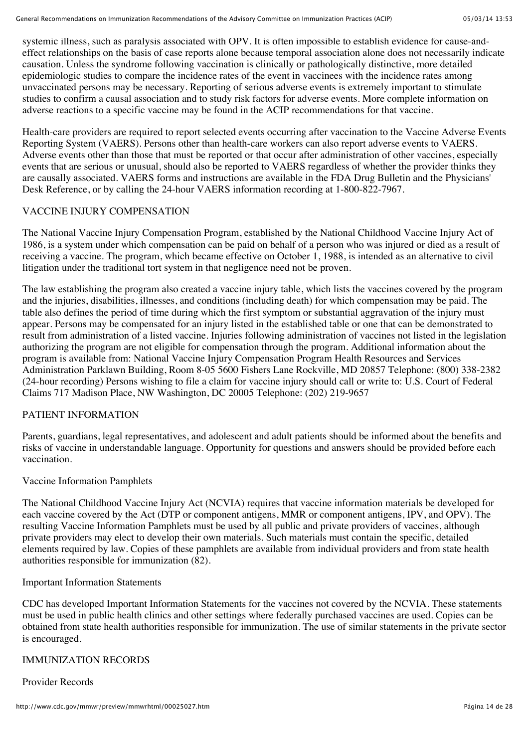systemic illness, such as paralysis associated with OPV. It is often impossible to establish evidence for cause-and-effect relationships on the basis of case reports alone because temporal association alone does not necessarily indicate causation. Unless the syndrome following vaccination is clinically or pathologically distinctive, more detailed epidemiologic studies to compare the incidence rates of the event in vaccinees with the incidence rates among unvaccinated persons may be necessary. Reporting of serious adverse events is extremely important to stimulate studies to confirm a causal association and to study risk factors for adverse events. More complete information on adverse reactions to a specific vaccine may be found in the ACIP recommendations for that vaccine.

Health-care providers are required to report selected events occurring after vaccination to the Vaccine Adverse Events Reporting System (VAERS). Persons other than health-care workers can also report adverse events to VAERS. Adverse events other than those that must be reported or that occur after administration of other vaccines, especially events that are serious or unusual, should also be reported to VAERS regardless of whether the provider thinks they are causally associated. VAERS forms and instructions are available in the FDA Drug Bulletin and the Physicians' Desk Reference, or by calling the 24-hour VAERS information recording at 1-800-822-7967.

## VACCINE INJURY COMPENSATION

The National Vaccine Injury Compensation Program, established by the National Childhood Vaccine Injury Act of 1986, is a system under which compensation can be paid on behalf of a person who was injured or died as a result of receiving a vaccine. The program, which became effective on October 1, 1988, is intended as an alternative to civil litigation under the traditional tort system in that negligence need not be proven.

The law establishing the program also created a vaccine injury table, which lists the vaccines covered by the program and the injuries, disabilities, illnesses, and conditions (including death) for which compensation may be paid. The table also defines the period of time during which the first symptom or substantial aggravation of the injury must appear. Persons may be compensated for an injury listed in the established table or one that can be demonstrated to result from administration of a listed vaccine. Injuries following administration of vaccines not listed in the legislation authorizing the program are not eligible for compensation through the program. Additional information about the program is available from: National Vaccine Injury Compensation Program Health Resources and Services Administration Parklawn Building, Room 8-05 5600 Fishers Lane Rockville, MD 20857 Telephone: (800) 338-2382 (24-hour recording) Persons wishing to file a claim for vaccine injury should call or write to: U.S. Court of Federal Claims 717 Madison Place, NW Washington, DC 20005 Telephone: (202) 219-9657

## PATIENT INFORMATION

Parents, guardians, legal representatives, and adolescent and adult patients should be informed about the benefits and risks of vaccine in understandable language. Opportunity for questions and answers should be provided before each vaccination.

### Vaccine Information Pamphlets

The National Childhood Vaccine Injury Act (NCVIA) requires that vaccine information materials be developed for each vaccine covered by the Act (DTP or component antigens, MMR or component antigens, IPV, and OPV). The resulting Vaccine Information Pamphlets must be used by all public and private providers of vaccines, although private providers may elect to develop their own materials. Such materials must contain the specific, detailed elements required by law. Copies of these pamphlets are available from individual providers and from state health authorities responsible for immunization (82).

### Important Information Statements

CDC has developed Important Information Statements for the vaccines not covered by the NCVIA. These statements must be used in public health clinics and other settings where federally purchased vaccines are used. Copies can be obtained from state health authorities responsible for immunization. The use of similar statements in the private sector is encouraged.

## IMMUNIZATION RECORDS

### Provider Records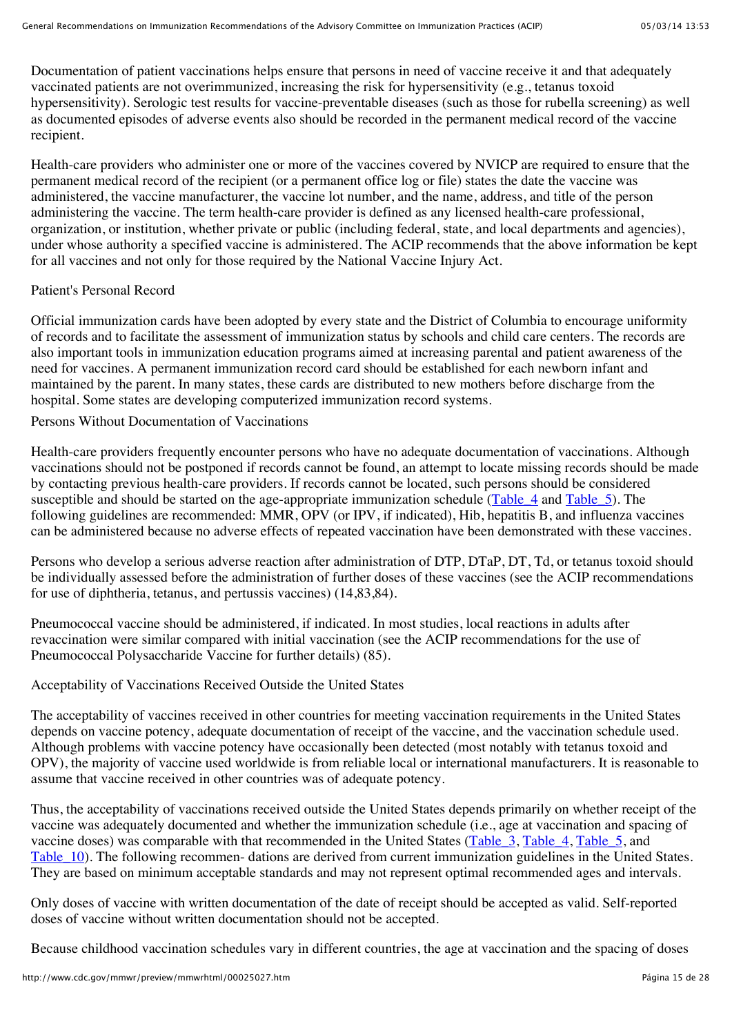Documentation of patient vaccinations helps ensure that persons in need of vaccine receive it and that adequately vaccinated patients are not overimmunized, increasing the risk for hypersensitivity (e.g., tetanus toxoid hypersensitivity). Serologic test results for vaccine-preventable diseases (such as those for rubella screening) as well as documented episodes of adverse events also should be recorded in the permanent medical record of the vaccine recipient.

Health-care providers who administer one or more of the vaccines covered by NVICP are required to ensure that the permanent medical record of the recipient (or a permanent office log or file) states the date the vaccine was administered, the vaccine manufacturer, the vaccine lot number, and the name, address, and title of the person administering the vaccine. The term health-care provider is defined as any licensed health-care professional, organization, or institution, whether private or public (including federal, state, and local departments and agencies), under whose authority a specified vaccine is administered. The ACIP recommends that the above information be kept for all vaccines and not only for those required by the National Vaccine Injury Act.

### Patient's Personal Record

Official immunization cards have been adopted by every state and the District of Columbia to encourage uniformity of records and to facilitate the assessment of immunization status by schools and child care centers. The records are also important tools in immunization education programs aimed at increasing parental and patient awareness of the need for vaccines. A permanent immunization record card should be established for each newborn infant and maintained by the parent. In many states, these cards are distributed to new mothers before discharge from the hospital. Some states are developing computerized immunization record systems.

### Persons Without Documentation of Vaccinations

Health-care providers frequently encounter persons who have no adequate documentation of vaccinations. Although vaccinations should not be postponed if records cannot be found, an attempt to locate missing records should be made by contacting previous health-care providers. If records cannot be located, such persons should be considered susceptible and should be started on the age-appropriate immunization schedule (Table_4 and Table_5). The following guidelines are recommended: MMR, OPV (or IPV, if indicated), Hib, hepatitis B, and influenza vaccines can be administered because no adverse effects of repeated vaccination have been demonstrated with these vaccines.

Persons who develop a serious adverse reaction after administration of DTP, DTaP, DT, Td, or tetanus toxoid should be individually assessed before the administration of further doses of these vaccines (see the ACIP recommendations for use of diphtheria, tetanus, and pertussis vaccines) (14,83,84).

Pneumococcal vaccine should be administered, if indicated. In most studies, local reactions in adults after revaccination were similar compared with initial vaccination (see the ACIP recommendations for the use of Pneumococcal Polysaccharide Vaccine for further details) (85).

### Acceptability of Vaccinations Received Outside the United States

The acceptability of vaccines received in other countries for meeting vaccination requirements in the United States depends on vaccine potency, adequate documentation of receipt of the vaccine, and the vaccination schedule used. Although problems with vaccine potency have occasionally been detected (most notably with tetanus toxoid and OPV), the majority of vaccine used worldwide is from reliable local or international manufacturers. It is reasonable to assume that vaccine received in other countries was of adequate potency.

Thus, the acceptability of vaccinations received outside the United States depends primarily on whether receipt of the vaccine was adequately documented and whether the immunization schedule (i.e., age at vaccination and spacing of vaccine doses) was comparable with that recommended in the United States (Table_3, Table_4, Table_5, and Table_10). The following recommen- dations are derived from current immunization guidelines in the United States. They are based on minimum acceptable standards and may not represent optimal recommended ages and intervals.

Only doses of vaccine with written documentation of the date of receipt should be accepted as valid. Self-reported doses of vaccine without written documentation should not be accepted.

Because childhood vaccination schedules vary in different countries, the age at vaccination and the spacing of doses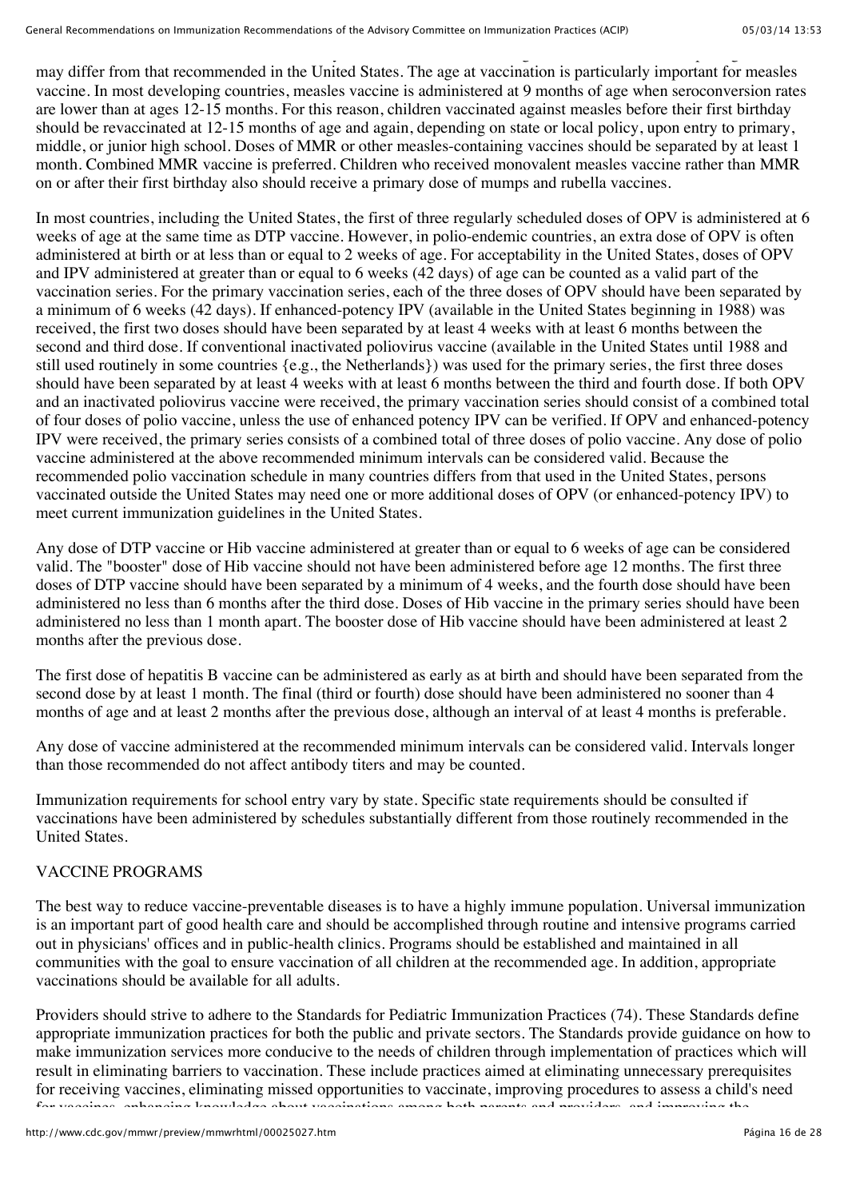may differ from that recommended in the United States. The age at vaccination is particularly important for measles vaccine. In most developing countries, measles vaccine is administered at 9 months of age when seroconversion rates are lower than at ages 12-15 months. For this reason, children vaccinated against measles before their first birthday should be revaccinated at 12-15 months of age and again, depending on state or local policy, upon entry to primary, middle, or junior high school. Doses of MMR or other measles-containing vaccines should be separated by at least 1 month. Combined MMR vaccine is preferred. Children who received monovalent measles vaccine rather than MMR on or after their first birthday also should receive a primary dose of mumps and rubella vaccines.

In most countries, including the United States, the first of three regularly scheduled doses of OPV is administered at 6 weeks of age at the same time as DTP vaccine. However, in polio-endemic countries, an extra dose of OPV is often administered at birth or at less than or equal to 2 weeks of age. For acceptability in the United States, doses of OPV and IPV administered at greater than or equal to 6 weeks (42 days) of age can be counted as a valid part of the vaccination series. For the primary vaccination series, each of the three doses of OPV should have been separated by a minimum of 6 weeks (42 days). If enhanced-potency IPV (available in the United States beginning in 1988) was received, the first two doses should have been separated by at least 4 weeks with at least 6 months between the second and third dose. If conventional inactivated poliovirus vaccine (available in the United States until 1988 and still used routinely in some countries {e.g., the Netherlands}) was used for the primary series, the first three doses should have been separated by at least 4 weeks with at least 6 months between the third and fourth dose. If both OPV and an inactivated poliovirus vaccine were received, the primary vaccination series should consist of a combined total of four doses of polio vaccine, unless the use of enhanced potency IPV can be verified. If OPV and enhanced-potency IPV were received, the primary series consists of a combined total of three doses of polio vaccine. Any dose of polio vaccine administered at the above recommended minimum intervals can be considered valid. Because the recommended polio vaccination schedule in many countries differs from that used in the United States, persons vaccinated outside the United States may need one or more additional doses of OPV (or enhanced-potency IPV) to meet current immunization guidelines in the United States.

Any dose of DTP vaccine or Hib vaccine administered at greater than or equal to 6 weeks of age can be considered valid. The "booster" dose of Hib vaccine should not have been administered before age 12 months. The first three doses of DTP vaccine should have been separated by a minimum of 4 weeks, and the fourth dose should have been administered no less than 6 months after the third dose. Doses of Hib vaccine in the primary series should have been administered no less than 1 month apart. The booster dose of Hib vaccine should have been administered at least 2 months after the previous dose.

The first dose of hepatitis B vaccine can be administered as early as at birth and should have been separated from the second dose by at least 1 month. The final (third or fourth) dose should have been administered no sooner than 4 months of age and at least 2 months after the previous dose, although an interval of at least 4 months is preferable.

Any dose of vaccine administered at the recommended minimum intervals can be considered valid. Intervals longer than those recommended do not affect antibody titers and may be counted.

Immunization requirements for school entry vary by state. Specific state requirements should be consulted if vaccinations have been administered by schedules substantially different from those routinely recommended in the United States.

## VACCINE PROGRAMS

The best way to reduce vaccine-preventable diseases is to have a highly immune population. Universal immunization is an important part of good health care and should be accomplished through routine and intensive programs carried out in physicians' offices and in public-health clinics. Programs should be established and maintained in all communities with the goal to ensure vaccination of all children at the recommended age. In addition, appropriate vaccinations should be available for all adults.

Providers should strive to adhere to the Standards for Pediatric Immunization Practices (74). These Standards define appropriate immunization practices for both the public and private sectors. The Standards provide guidance on how to make immunization services more conducive to the needs of children through implementation of practices which will result in eliminating barriers to vaccination. These include practices aimed at eliminating unnecessary prerequisites for receiving vaccines, eliminating missed opportunities to vaccinate, improving procedures to assess a child's need for vaccines, enhancing knowledge about vaccinations among both parents and providers, and improving the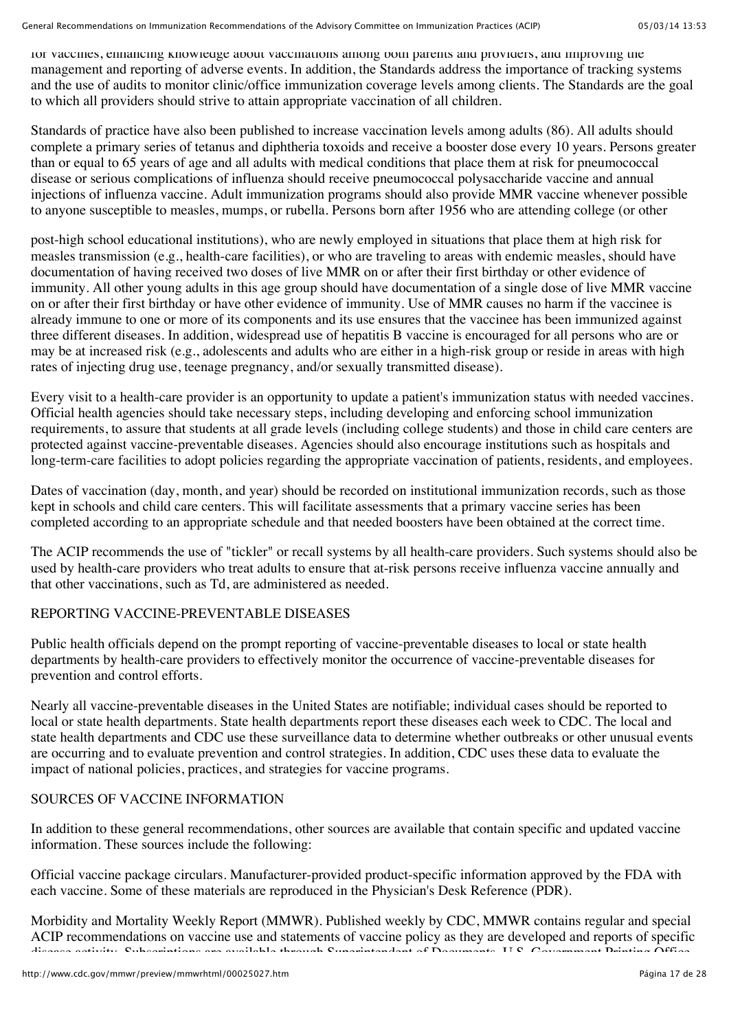for vaccines, enhancing knowledge about vaccinations among both parents and providers, and improving the management and reporting of adverse events. In addition, the Standards address the importance of tracking systems and the use of audits to monitor clinic/office immunization coverage levels among clients. The Standards are the goal to which all providers should strive to attain appropriate vaccination of all children.

Standards of practice have also been published to increase vaccination levels among adults (86). All adults should complete a primary series of tetanus and diphtheria toxoids and receive a booster dose every 10 years. Persons greater than or equal to 65 years of age and all adults with medical conditions that place them at risk for pneumococcal disease or serious complications of influenza should receive pneumococcal polysaccharide vaccine and annual injections of influenza vaccine. Adult immunization programs should also provide MMR vaccine whenever possible to anyone susceptible to measles, mumps, or rubella. Persons born after 1956 who are attending college (or other post-high school educational institutions), who are newly employed in situations that place them at high risk for measles transmission (e.g., health-care facilities), or who are traveling to areas with endemic measles, should have documentation of having received two doses of live MMR on or after their first birthday or other evidence of immunity. All other young adults in this age group should have documentation of a single dose of live MMR vaccine on or after their first birthday or have other evidence of immunity. Use of MMR causes no harm if the vaccinee is already immune to one or more of its components and its use ensures that the vaccinee has been immunized against three different diseases. In addition, widespread use of hepatitis B vaccine is encouraged for all persons who are or may be at increased risk (e.g., adolescents and adults who are either in a high-risk group or reside in areas with high rates of injecting drug use, teenage pregnancy, and/or sexually transmitted disease).

Every visit to a health-care provider is an opportunity to update a patient's immunization status with needed vaccines. Official health agencies should take necessary steps, including developing and enforcing school immunization requirements, to assure that students at all grade levels (including college students) and those in child care centers are protected against vaccine-preventable diseases. Agencies should also encourage institutions such as hospitals and long-term-care facilities to adopt policies regarding the appropriate vaccination of patients, residents, and employees.

Dates of vaccination (day, month, and year) should be recorded on institutional immunization records, such as those kept in schools and child care centers. This will facilitate assessments that a primary vaccine series has been completed according to an appropriate schedule and that needed boosters have been obtained at the correct time.

The ACIP recommends the use of "tickler" or recall systems by all health-care providers. Such systems should also be used by health-care providers who treat adults to ensure that at-risk persons receive influenza vaccine annually and that other vaccinations, such as Td, are administered as needed.

## REPORTING VACCINE-PREVENTABLE DISEASES

Public health officials depend on the prompt reporting of vaccine-preventable diseases to local or state health departments by health-care providers to effectively monitor the occurrence of vaccine-preventable diseases for prevention and control efforts.

Nearly all vaccine-preventable diseases in the United States are notifiable; individual cases should be reported to local or state health departments. State health departments report these diseases each week to CDC. The local and state health departments and CDC use these surveillance data to determine whether outbreaks or other unusual events are occurring and to evaluate prevention and control strategies. In addition, CDC uses these data to evaluate the impact of national policies, practices, and strategies for vaccine programs.

## SOURCES OF VACCINE INFORMATION

In addition to these general recommendations, other sources are available that contain specific and updated vaccine information. These sources include the following:

Official vaccine package circulars. Manufacturer-provided product-specific information approved by the FDA with each vaccine. Some of these materials are reproduced in the Physician's Desk Reference (PDR).

Morbidity and Mortality Weekly Report (MMWR). Published weekly by CDC, MMWR contains regular and special ACIP recommendations on vaccine use and statements of vaccine policy as they are developed and reports of specific disease activity. Subscriptions are available through Superintendent of Documents, U.S. Government Printing Office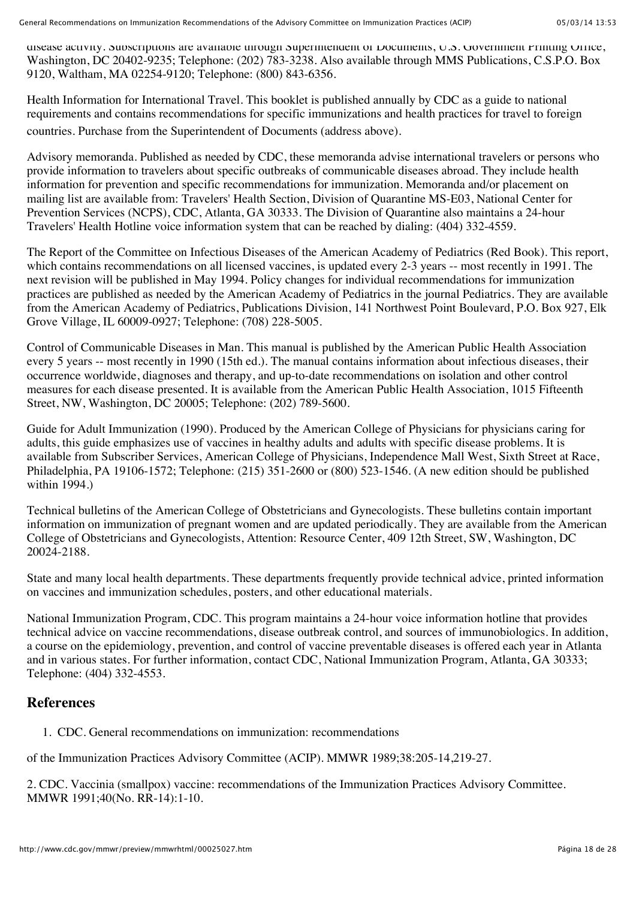disease activity. Subscriptions are available through Superintendent of Documents, U.S. Government Printing Office, Washington, DC 20402-9235; Telephone: (202) 783-3238. Also available through MMS Publications, C.S.P.O. Box 9120, Waltham, MA 02254-9120; Telephone: (800) 843-6356.

Health Information for International Travel. This booklet is published annually by CDC as a guide to national requirements and contains recommendations for specific immunizations and health practices for travel to foreign countries. Purchase from the Superintendent of Documents (address above).

Advisory memoranda. Published as needed by CDC, these memoranda advise international travelers or persons who provide information to travelers about specific outbreaks of communicable diseases abroad. They include health information for prevention and specific recommendations for immunization. Memoranda and/or placement on mailing list are available from: Travelers' Health Section, Division of Quarantine MS-E03, National Center for Prevention Services (NCPS), CDC, Atlanta, GA 30333. The Division of Quarantine also maintains a 24-hour Travelers' Health Hotline voice information system that can be reached by dialing: (404) 332-4559.

The Report of the Committee on Infectious Diseases of the American Academy of Pediatrics (Red Book). This report, which contains recommendations on all licensed vaccines, is updated every 2-3 years -- most recently in 1991. The next revision will be published in May 1994. Policy changes for individual recommendations for immunization practices are published as needed by the American Academy of Pediatrics in the journal Pediatrics. They are available from the American Academy of Pediatrics, Publications Division, 141 Northwest Point Boulevard, P.O. Box 927, Elk Grove Village, IL 60009-0927; Telephone: (708) 228-5005.

Control of Communicable Diseases in Man. This manual is published by the American Public Health Association every 5 years -- most recently in 1990 (15th ed.). The manual contains information about infectious diseases, their occurrence worldwide, diagnoses and therapy, and up-to-date recommendations on isolation and other control measures for each disease presented. It is available from the American Public Health Association, 1015 Fifteenth Street, NW, Washington, DC 20005; Telephone: (202) 789-5600.

Guide for Adult Immunization (1990). Produced by the American College of Physicians for physicians caring for adults, this guide emphasizes use of vaccines in healthy adults and adults with specific disease problems. It is available from Subscriber Services, American College of Physicians, Independence Mall West, Sixth Street at Race, Philadelphia, PA 19106-1572; Telephone: (215) 351-2600 or (800) 523-1546. (A new edition should be published within 1994.)

Technical bulletins of the American College of Obstetricians and Gynecologists. These bulletins contain important information on immunization of pregnant women and are updated periodically. They are available from the American College of Obstetricians and Gynecologists, Attention: Resource Center, 409 12th Street, SW, Washington, DC 20024-2188.

State and many local health departments. These departments frequently provide technical advice, printed information on vaccines and immunization schedules, posters, and other educational materials.

National Immunization Program, CDC. This program maintains a 24-hour voice information hotline that provides technical advice on vaccine recommendations, disease outbreak control, and sources of immunobiologics. In addition, a course on the epidemiology, prevention, and control of vaccine preventable diseases is offered each year in Atlanta and in various states. For further information, contact CDC, National Immunization Program, Atlanta, GA 30333; Telephone: (404) 332-4553.

## References

1. CDC. General recommendations on immunization: recommendations of the Immunization Practices Advisory Committee (ACIP). MMWR 1989;38:205-14,219-27.

2. CDC. Vaccinia (smallpox) vaccine: recommendations of the Immunization Practices Advisory Committee. MMWR 1991;40(No. RR-14):1-10.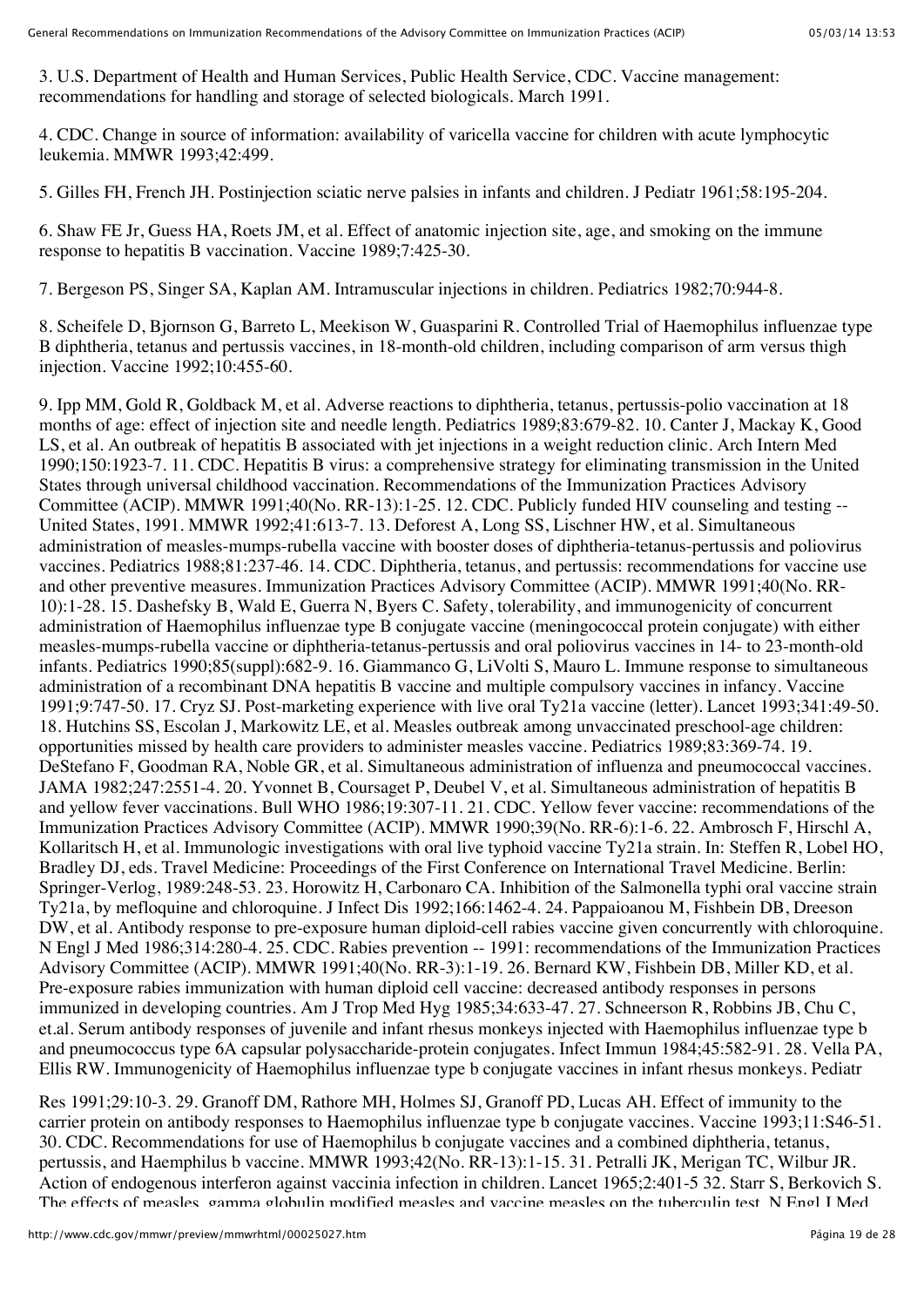3. U.S. Department of Health and Human Services, Public Health Service, CDC. Vaccine management: recommendations for handling and storage of selected biologicals. March 1991.

4. CDC. Change in source of information: availability of varicella vaccine for children with acute lymphocytic leukemia. MMWR 1993;42:499.

5. Gilles FH, French JH. Postinjection sciatic nerve palsies in infants and children. J Pediatr 1961;58:195-204.

6. Shaw FE Jr, Guess HA, Roets JM, et al. Effect of anatomic injection site, age, and smoking on the immune response to hepatitis B vaccination. Vaccine 1989;7:425-30.

7. Bergeson PS, Singer SA, Kaplan AM. Intramuscular injections in children. Pediatrics 1982;70:944-8.

8. Scheifele D, Bjornson G, Barreto L, Meekison W, Guasparini R. Controlled Trial of Haemophilus influenzae type B diphtheria, tetanus and pertussis vaccines, in 18-month-old children, including comparison of arm versus thigh injection. Vaccine 1992;10:455-60.

9. Ipp MM, Gold R, Goldback M, et al. Adverse reactions to diphtheria, tetanus, pertussis-polio vaccination at 18 months of age: effect of injection site and needle length. Pediatrics 1989;83:679-82. 10. Canter J, Mackay K, Good LS, et al. An outbreak of hepatitis B associated with jet injections in a weight reduction clinic. Arch Intern Med 1990;150:1923-7. 11. CDC. Hepatitis B virus: a comprehensive strategy for eliminating transmission in the United States through universal childhood vaccination. Recommendations of the Immunization Practices Advisory Committee (ACIP). MMWR 1991;40(No. RR-13):1-25. 12. CDC. Publicly funded HIV counseling and testing -- United States, 1991. MMWR 1992;41:613-7. 13. Deforest A, Long SS, Lischner HW, et al. Simultaneous administration of measles-mumps-rubella vaccine with booster doses of diphtheria-tetanus-pertussis and poliovirus vaccines. Pediatrics 1988;81:237-46. 14. CDC. Diphtheria, tetanus, and pertussis: recommendations for vaccine use and other preventive measures. Immunization Practices Advisory Committee (ACIP). MMWR 1991;40(No. RR-10):1-28. 15. Dashefsky B, Wald E, Guerra N, Byers C. Safety, tolerability, and immunogenicity of concurrent administration of Haemophilus influenzae type B conjugate vaccine (meningococcal protein conjugate) with either measles-mumps-rubella vaccine or diphtheria-tetanus-pertussis and oral poliovirus vaccines in 14- to 23-month-old infants. Pediatrics 1990;85(suppl):682-9. 16. Giammanco G, LiVolti S, Mauro L. Immune response to simultaneous administration of a recombinant DNA hepatitis B vaccine and multiple compulsory vaccines in infancy. Vaccine 1991;9:747-50. 17. Cryz SJ. Post-marketing experience with live oral Ty21a vaccine (letter). Lancet 1993;341:49-50. 18. Hutchins SS, Escolan J, Markowitz LE, et al. Measles outbreak among unvaccinated preschool-age children: opportunities missed by health care providers to administer measles vaccine. Pediatrics 1989;83:369-74. 19. DeStefano F, Goodman RA, Noble GR, et al. Simultaneous administration of influenza and pneumococcal vaccines. JAMA 1982;247:2551-4. 20. Yvonnet B, Coursaget P, Deubel V, et al. Simultaneous administration of hepatitis B and yellow fever vaccinations. Bull WHO 1986;19:307-11. 21. CDC. Yellow fever vaccine: recommendations of the Immunization Practices Advisory Committee (ACIP). MMWR 1990;39(No. RR-6):1-6. 22. Ambrosch F, Hirschl A, Kollaritsch H, et al. Immunologic investigations with oral live typhoid vaccine Ty21a strain. In: Steffen R, Lobel HO, Bradley DJ, eds. Travel Medicine: Proceedings of the First Conference on International Travel Medicine. Berlin: Springer-Verlog, 1989:248-53. 23. Horowitz H, Carbonaro CA. Inhibition of the Salmonella typhi oral vaccine strain Ty21a, by mefloquine and chloroquine. J Infect Dis 1992;166:1462-4. 24. Pappaioanou M, Fishbein DB, Dreeson DW, et al. Antibody response to pre-exposure human diploid-cell rabies vaccine given concurrently with chloroquine. N Engl J Med 1986;314:280-4. 25. CDC. Rabies prevention -- 1991: recommendations of the Immunization Practices Advisory Committee (ACIP). MMWR 1991;40(No. RR-3):1-19. 26. Bernard KW, Fishbein DB, Miller KD, et al. Pre-exposure rabies immunization with human diploid cell vaccine: decreased antibody responses in persons immunized in developing countries. Am J Trop Med Hyg 1985;34:633-47. 27. Schneerson R, Robbins JB, Chu C, et.al. Serum antibody responses of juvenile and infant rhesus monkeys injected with Haemophilus influenzae type b and pneumococcus type 6A capsular polysaccharide-protein conjugates. Infect Immun 1984;45:582-91. 28. Vella PA, Ellis RW. Immunogenicity of Haemophilus influenzae type b conjugate vaccines in infant rhesus monkeys. Pediatr Res 1991;29:10-3. 29. Granoff DM, Rathore MH, Holmes SJ, Granoff PD, Lucas AH. Effect of immunity to the carrier protein on antibody responses to Haemophilus influenzae type b conjugate vaccines. Vaccine 1993;11:S46-51. 30. CDC. Recommendations for use of Haemophilus b conjugate vaccines and a combined diphtheria, tetanus, pertussis, and Haemphilus b vaccine. MMWR 1993;42(No. RR-13):1-15. 31. Petralli JK, Merigan TC, Wilbur JR. Action of endogenous interferon against vaccinia infection in children. Lancet 1965;2:401-5 32. Starr S, Berkovich S. The effects of measles, gamma globulin modified measles and vaccine measles on the tuberculin test. N Engl J Med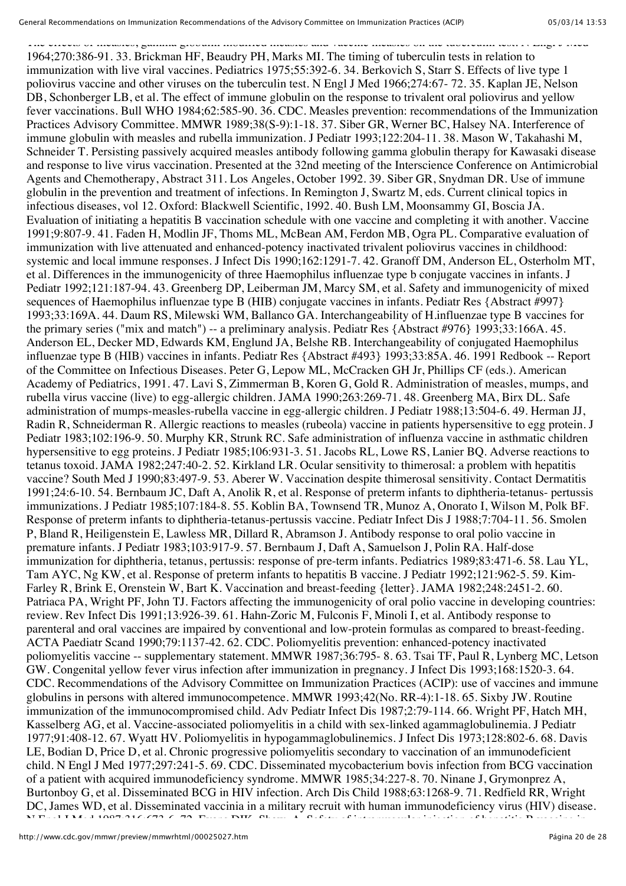The effects of measles, gamma globulin modified measles and vaccine measles on the tuberculin test. N Engl J Med 1964;270:386-91. 33. Brickman HF, Beaudry PH, Marks MI. The timing of tuberculin tests in relation to immunization with live viral vaccines. Pediatrics 1975;55:392-6. 34. Berkovich S, Starr S. Effects of live type 1 poliovirus vaccine and other viruses on the tuberculin test. N Engl J Med 1966;274:67- 72. 35. Kaplan JE, Nelson DB, Schonberger LB, et al. The effect of immune globulin on the response to trivalent oral poliovirus and yellow fever vaccinations. Bull WHO 1984;62:585-90. 36. CDC. Measles prevention: recommendations of the Immunization Practices Advisory Committee. MMWR 1989;38(S-9):1-18. 37. Siber GR, Werner BC, Halsey NA. Interference of immune globulin with measles and rubella immunization. J Pediatr 1993;122:204-11. 38. Mason W, Takahashi M, Schneider T. Persisting passively acquired measles antibody following gamma globulin therapy for Kawasaki disease and response to live virus vaccination. Presented at the 32nd meeting of the Interscience Conference on Antimicrobial Agents and Chemotherapy, Abstract 311. Los Angeles, October 1992. 39. Siber GR, Snydman DR. Use of immune globulin in the prevention and treatment of infections. In Remington J, Swartz M, eds. Current clinical topics in infectious diseases, vol 12. Oxford: Blackwell Scientific, 1992. 40. Bush LM, Moonsammy GI, Boscia JA. Evaluation of initiating a hepatitis B vaccination schedule with one vaccine and completing it with another. Vaccine 1991;9:807-9. 41. Faden H, Modlin JF, Thoms ML, McBean AM, Ferdon MB, Ogra PL. Comparative evaluation of immunization with live attenuated and enhanced-potency inactivated trivalent poliovirus vaccines in childhood: systemic and local immune responses. J Infect Dis 1990;162:1291-7. 42. Granoff DM, Anderson EL, Osterholm MT, et al. Differences in the immunogenicity of three Haemophilus influenzae type b conjugate vaccines in infants. J Pediatr 1992;121:187-94. 43. Greenberg DP, Leiberman JM, Marcy SM, et al. Safety and immunogenicity of mixed sequences of Haemophilus influenzae type B (HIB) conjugate vaccines in infants. Pediatr Res {Abstract #997} 1993;33:169A. 44. Daum RS, Milewski WM, Ballanco GA. Interchangeability of H.influenzae type B vaccines for the primary series ("mix and match") -- a preliminary analysis. Pediatr Res {Abstract #976} 1993;33:166A. 45. Anderson EL, Decker MD, Edwards KM, Englund JA, Belshe RB. Interchangeability of conjugated Haemophilus influenzae type B (HIB) vaccines in infants. Pediatr Res {Abstract #493} 1993;33:85A. 46. 1991 Redbook -- Report of the Committee on Infectious Diseases. Peter G, Lepow ML, McCracken GH Jr, Phillips CF (eds.). American Academy of Pediatrics, 1991. 47. Lavi S, Zimmerman B, Koren G, Gold R. Administration of measles, mumps, and rubella virus vaccine (live) to egg-allergic children. JAMA 1990;263:269-71. 48. Greenberg MA, Birx DL. Safe administration of mumps-measles-rubella vaccine in egg-allergic children. J Pediatr 1988;13:504-6. 49. Herman JJ, Radin R, Schneiderman R. Allergic reactions to measles (rubeola) vaccine in patients hypersensitive to egg protein. J Pediatr 1983;102:196-9. 50. Murphy KR, Strunk RC. Safe administration of influenza vaccine in asthmatic children hypersensitive to egg proteins. J Pediatr 1985;106:931-3. 51. Jacobs RL, Lowe RS, Lanier BQ. Adverse reactions to tetanus toxoid. JAMA 1982;247:40-2. 52. Kirkland LR. Ocular sensitivity to thimerosal: a problem with hepatitis vaccine? South Med J 1990;83:497-9. 53. Aberer W. Vaccination despite thimerosal sensitivity. Contact Dermatitis 1991;24:6-10. 54. Bernbaum JC, Daft A, Anolik R, et al. Response of preterm infants to diphtheria-tetanus- pertussis immunizations. J Pediatr 1985;107:184-8. 55. Koblin BA, Townsend TR, Munoz A, Onorato I, Wilson M, Polk BF. Response of preterm infants to diphtheria-tetanus-pertussis vaccine. Pediatr Infect Dis J 1988;7:704-11. 56. Smolen P, Bland R, Heiligenstein E, Lawless MR, Dillard R, Abramson J. Antibody response to oral polio vaccine in premature infants. J Pediatr 1983;103:917-9. 57. Bernbaum J, Daft A, Samuelson J, Polin RA. Half-dose immunization for diphtheria, tetanus, pertussis: response of pre-term infants. Pediatrics 1989;83:471-6. 58. Lau YL, Tam AYC, Ng KW, et al. Response of preterm infants to hepatitis B vaccine. J Pediatr 1992;121:962-5. 59. Kim-Farley R, Brink E, Orenstein W, Bart K. Vaccination and breast-feeding {letter}. JAMA 1982;248:2451-2. 60. Patriaca PA, Wright PF, John TJ. Factors affecting the immunogenicity of oral polio vaccine in developing countries: review. Rev Infect Dis 1991;13:926-39. 61. Hahn-Zoric M, Fulconis F, Minoli I, et al. Antibody response to parenteral and oral vaccines are impaired by conventional and low-protein formulas as compared to breast-feeding. ACTA Paediatr Scand 1990;79:1137-42. 62. CDC. Poliomyelitis prevention: enhanced-potency inactivated poliomyelitis vaccine -- supplementary statement. MMWR 1987;36:795- 8. 63. Tsai TF, Paul R, Lynberg MC, Letson GW. Congenital yellow fever virus infection after immunization in pregnancy. J Infect Dis 1993;168:1520-3. 64. CDC. Recommendations of the Advisory Committee on Immunization Practices (ACIP): use of vaccines and immune globulins in persons with altered immunocompetence. MMWR 1993;42(No. RR-4):1-18. 65. Sixby JW. Routine immunization of the immunocompromised child. Adv Pediatr Infect Dis 1987;2:79-114. 66. Wright PF, Hatch MH, Kasselberg AG, et al. Vaccine-associated poliomyelitis in a child with sex-linked agammaglobulinemia. J Pediatr 1977;91:408-12. 67. Wyatt HV. Poliomyelitis in hypogammaglobulinemics. J Infect Dis 1973;128:802-6. 68. Davis LE, Bodian D, Price D, et al. Chronic progressive poliomyelitis secondary to vaccination of an immunodeficient child. N Engl J Med 1977;297:241-5. 69. CDC. Disseminated mycobacterium bovis infection from BCG vaccination of a patient with acquired immunodeficiency syndrome. MMWR 1985;34:227-8. 70. Ninane J, Grymonprez A, Burtonboy G, et al. Disseminated BCG in HIV infection. Arch Dis Child 1988;63:1268-9. 71. Redfield RR, Wright DC, James WD, et al. Disseminated vaccinia in a military recruit with human immunodeficiency virus (HIV) disease. N Engl J Med 1987;316:673-6. 72. Evans DIK, Shaw A. Safety of intramuscular injection of hepatitis B vaccine in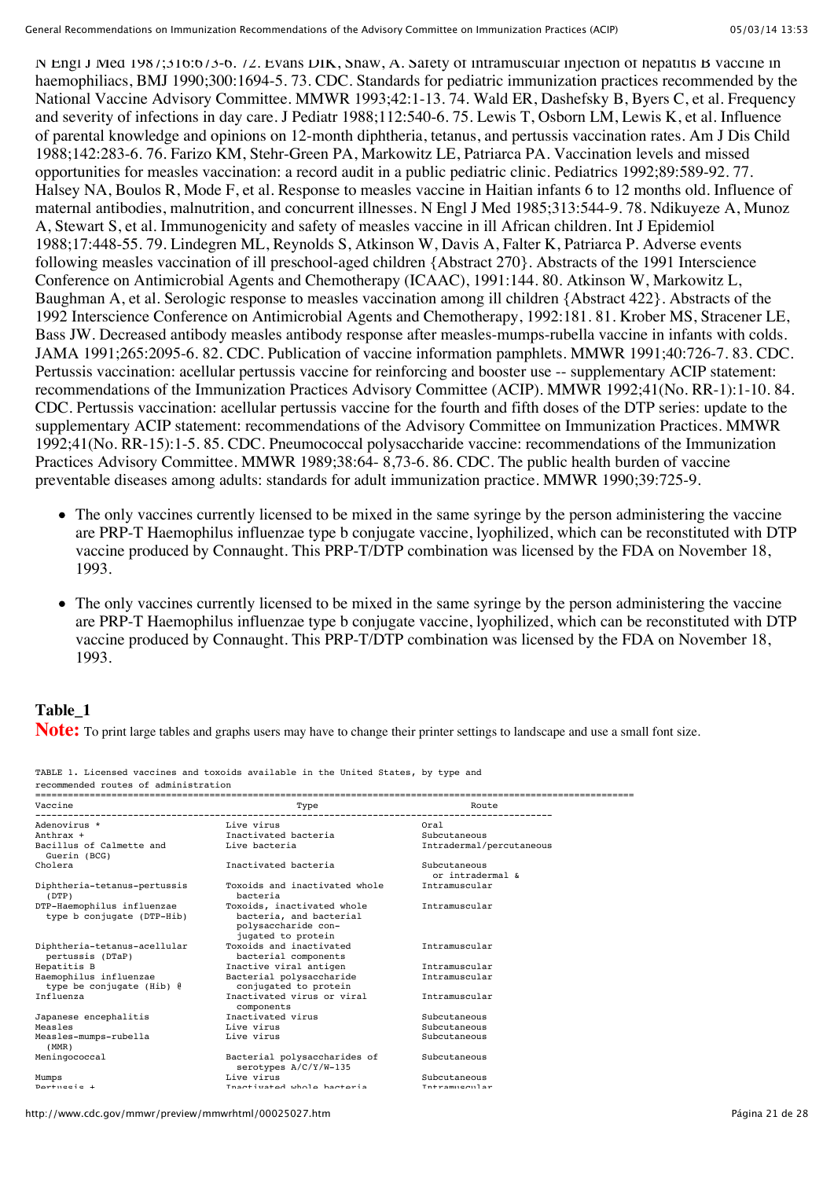N Engl J Med 1987;316:673-6. 72. Evans DIK, Shaw, A. Safety of intramuscular injection of hepatitis B vaccine in haemophiliacs, BMJ 1990;300:1694-5. 73. CDC. Standards for pediatric immunization practices recommended by the National Vaccine Advisory Committee. MMWR 1993;42:1-13. 74. Wald ER, Dashefsky B, Byers C, et al. Frequency and severity of infections in day care. J Pediatr 1988;112:540-6. 75. Lewis T, Osborn LM, Lewis K, et al. Influence of parental knowledge and opinions on 12-month diphtheria, tetanus, and pertussis vaccination rates. Am J Dis Child 1988;142:283-6. 76. Farizo KM, Stehr-Green PA, Markowitz LE, Patriarca PA. Vaccination levels and missed opportunities for measles vaccination: a record audit in a public pediatric clinic. Pediatrics 1992;89:589-92. 77. Halsey NA, Boulos R, Mode F, et al. Response to measles vaccine in Haitian infants 6 to 12 months old. Influence of maternal antibodies, malnutrition, and concurrent illnesses. N Engl J Med 1985;313:544-9. 78. Ndikuyeze A, Munoz A, Stewart S, et al. Immunogenicity and safety of measles vaccine in ill African children. Int J Epidemiol 1988;17:448-55. 79. Lindegren ML, Reynolds S, Atkinson W, Davis A, Falter K, Patriarca P. Adverse events following measles vaccination of ill preschool-aged children {Abstract 270}. Abstracts of the 1991 Interscience Conference on Antimicrobial Agents and Chemotherapy (ICAAC), 1991:144. 80. Atkinson W, Markowitz L, Baughman A, et al. Serologic response to measles vaccination among ill children {Abstract 422}. Abstracts of the 1992 Interscience Conference on Antimicrobial Agents and Chemotherapy, 1992:181. 81. Krober MS, Stracener LE, Bass JW. Decreased antibody measles antibody response after measles-mumps-rubella vaccine in infants with colds. JAMA 1991;265:2095-6. 82. CDC. Publication of vaccine information pamphlets. MMWR 1991;40:726-7. 83. CDC. Pertussis vaccination: acellular pertussis vaccine for reinforcing and booster use -- supplementary ACIP statement: recommendations of the Immunization Practices Advisory Committee (ACIP). MMWR 1992;41(No. RR-1):1-10. 84. CDC. Pertussis vaccination: acellular pertussis vaccine for the fourth and fifth doses of the DTP series: update to the supplementary ACIP statement: recommendations of the Advisory Committee on Immunization Practices. MMWR 1992;41(No. RR-15):1-5. 85. CDC. Pneumococcal polysaccharide vaccine: recommendations of the Immunization Practices Advisory Committee. MMWR 1989;38:64- 8,73-6. 86. CDC. The public health burden of vaccine preventable diseases among adults: standards for adult immunization practice. MMWR 1990;39:725-9.

- The only vaccines currently licensed to be mixed in the same syringe by the person administering the vaccine are PRP-T Haemophilus influenzae type b conjugate vaccine, lyophilized, which can be reconstituted with DTP vaccine produced by Connaught. This PRP-T/DTP combination was licensed by the FDA on November 18, 1993.

- The only vaccines currently licensed to be mixed in the same syringe by the person administering the vaccine are PRP-T Haemophilus influenzae type b conjugate vaccine, lyophilized, which can be reconstituted with DTP vaccine produced by Connaught. This PRP-T/DTP combination was licensed by the FDA on November 18, 1993.

## Table_1

**Note:** To print large tables and graphs users may have to change their printer settings to landscape and use a small font size.

TABLE 1. Licensed vaccines and toxoids available in the United States, by type and recommended routes of administration

| Vaccine | Type | Route |
|---|---|---|
| Adenovirus * | Live virus | Oral |
| Anthrax + | Inactivated bacteria | Subcutaneous |
| Bacillus of Calmette and Guerin (BCG) | Live bacteria | Intradermal/percutaneous |
| Cholera | Inactivated bacteria | Subcutaneous or intradermal & |
| Diphtheria-tetanus-pertussis (DTP) | Toxoids and inactivated whole bacteria | Intramuscular |
| DTP-Haemophilus influenzae type b conjugate (DTP-Hib) | Toxoids, inactivated whole bacteria, and bacterial polysaccharide conjugated to protein | Intramuscular |
| Diphtheria-tetanus-acellular pertussis (DTaP) | Toxoids and inactivated bacterial components | Intramuscular |
| Hepatitis B | Inactive viral antigen | Intramuscular |
| Haemophilus influenzae type be conjugate (Hib) @ | Bacterial polysaccharide conjugated to protein | Intramuscular |
| Influenza | Inactivated virus or viral components | Intramuscular |
| Japanese encephalitis | Inactivated virus | Subcutaneous |
| Measles | Live virus | Subcutaneous |
| Measles-mumps-rubella (MMR) | Live virus | Subcutaneous |
| Meningococcal | Bacterial polysaccharides of serotypes A/C/Y/W-135 | Subcutaneous |
| Mumps | Live virus | Subcutaneous |
| Pertussis + | Inactivated whole bacteria | Intramuscular |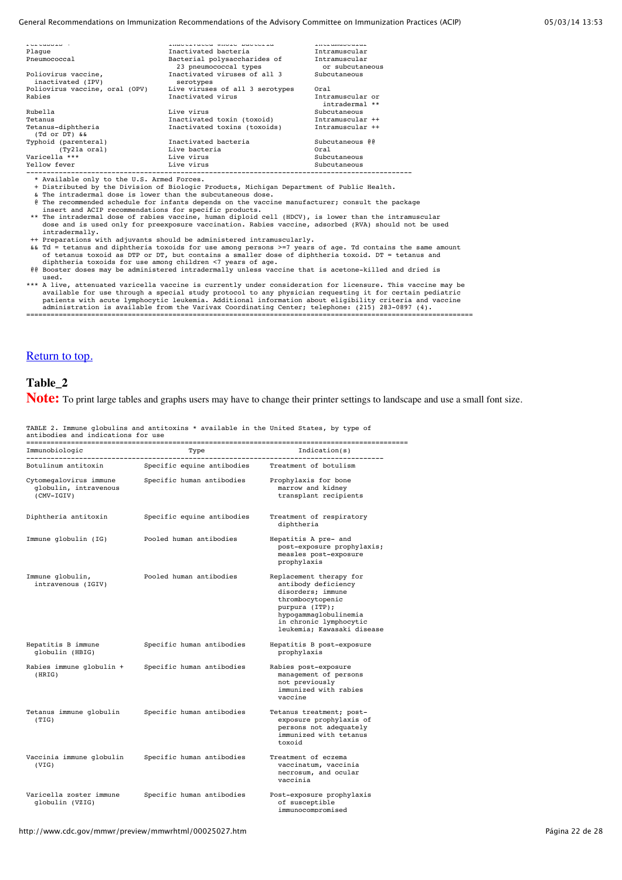| | | |
|---|---|---|
| Plague | Inactivated bacteria | Intramuscular |
| Pneumococcal | Bacterial polysaccharides of 23 pneumococcal types | Intramuscular or subcutaneous |
| Poliovirus vaccine, inactivated (IPV) | Inactivated viruses of all 3 serotypes | Subcutaneous |
| Poliovirus vaccine, oral (OPV) | Live viruses of all 3 serotypes | Oral |
| Rabies | Inactivated virus | Intramuscular or intradermal ** |
| Rubella | Live virus | Subcutaneous |
| Tetanus | Inactivated toxin (toxoid) | Intramuscular ++ |
| Tetanus-diphtheria (Td or DT) && | Inactivated toxins (toxoids) | Intramuscular ++ |
| Typhoid (parenteral) | Inactivated bacteria | Subcutaneous @@ |
| (Ty21a oral) | Live bacteria | Oral |
| Varicella *** | Live virus | Subcutaneous |
| Yellow fever | Live virus | Subcutaneous |

\* Available only to the U.S. Armed Forces.

\+ Distributed by the Division of Biologic Products, Michigan Department of Public Health.

& The intradermal dose is lower than the subcutaneous dose.

@ The recommended schedule for infants depends on the vaccine manufacturer; consult the package insert and ACIP recommendations for specific products.

** The intradermal dose of rabies vaccine, human diploid cell (HDCV), is lower than the intramuscular dose and is used only for preexposure vaccination. Rabies vaccine, adsorbed (RVA) should not be used intradermally.

++ Preparations with adjuvants should be administered intramuscularly.

&& Td = tetanus and diphtheria toxoids for use among persons >=7 years of age. Td contains the same amount of tetanus toxoid as DTP or DT, but contains a smaller dose of diphtheria toxoid. DT = tetanus and diphtheria toxoids for use among children <7 years of age.

@@ Booster doses may be administered intradermally unless vaccine that is acetone-killed and dried is used.

*** A live, attenuated varicella vaccine is currently under consideration for licensure. This vaccine may be available for use through a special study protocol to any physician requesting it for certain pediatric patients with acute lymphocytic leukemia. Additional information about eligibility criteria and vaccine administration is available from the Varivax Coordinating Center; telephone: (215) 283-0897 (4).

Return to top.

## Table_2

**Note:** To print large tables and graphs users may have to change their printer settings to landscape and use a small font size.

TABLE 2. Immune globulins and antitoxins * available in the United States, by type of antibodies and indications for use

| Immunobiologic | Type | Indication(s) |
|---|---|---|
| Botulinum antitoxin | Specific equine antibodies | Treatment of botulism |
| Cytomegalovirus immune globulin, intravenous (CMV-IGIV) | Specific human antibodies | Prophylaxis for bone marrow and kidney transplant recipients |
| Diphtheria antitoxin | Specific equine antibodies | Treatment of respiratory diphtheria |
| Immune globulin (IG) | Pooled human antibodies | Hepatitis A pre- and post-exposure prophylaxis; measles post-exposure prophylaxis |
| Immune globulin, intravenous (IGIV) | Pooled human antibodies | Replacement therapy for antibody deficiency disorders; immune thrombocytopenic purpura (ITP); hypogammaglobulinemia in chronic lymphocytic leukemia; Kawasaki disease |
| Hepatitis B immune globulin (HBIG) | Specific human antibodies | Hepatitis B post-exposure prophylaxis |
| Rabies immune globulin + (HRIG) | Specific human antibodies | Rabies post-exposure management of persons not previously immunized with rabies vaccine |
| Tetanus immune globulin (TIG) | Specific human antibodies | Tetanus treatment; post-exposure prophylaxis of persons not adequately immunized with tetanus toxoid |
| Vaccinia immune globulin (VIG) | Specific human antibodies | Treatment of eczema vaccinatum, vaccinia necrosum, and ocular vaccinia |
| Varicella zoster immune globulin (VZIG) | Specific human antibodies | Post-exposure prophylaxis of susceptible immunocompromised |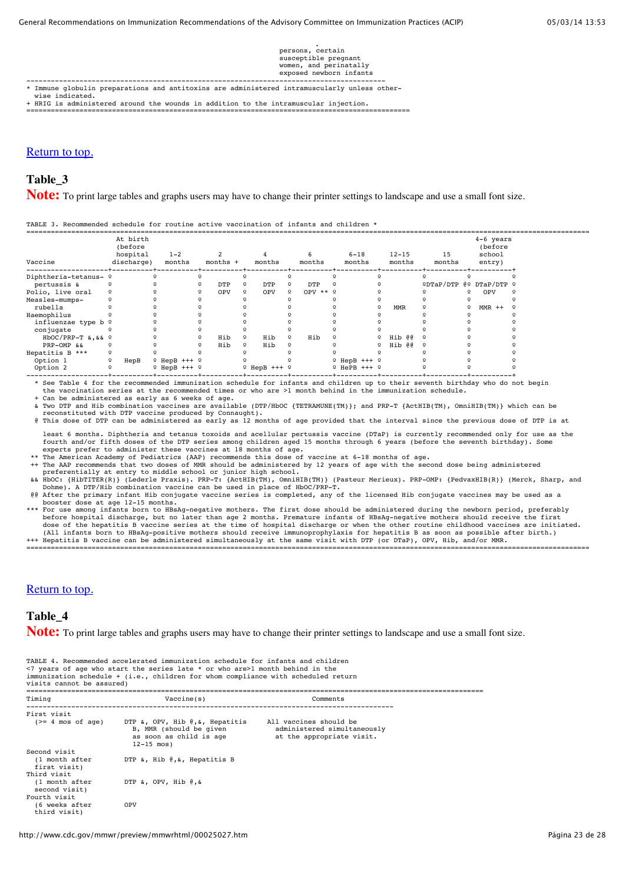persons, certain susceptible pregnant women, and perinatally exposed newborn infants

* Immune globulin preparations and antitoxins are administered intramuscularly unless otherwise indicated.
+ HRIG is administered around the wounds in addition to the intramuscular injection.

Return to top.

## Table_3

**Note:** To print large tables and graphs users may have to change their printer settings to landscape and use a small font size.

TABLE 3. Recommended schedule for routine active vaccination of infants and children *

| Vaccine | At birth (before hospital discharge) | 1-2 months | 2 months + | 4 months | 6 months | 6-18 months | 12-15 months | 15 months | 4-6 years (before school entry) |
|---|---|---|---|---|---|---|---|---|---|
| Diphtheria-tetanus-pertussis & | | | DTP | DTP | DTP | | | DTaP/DTP @ | DTaP/DTP |
| Polio, live oral | | | OPV | OPV | OPV ** | | | | OPV |
| Measles-mumps-rubella | | | | | | | MMR | | MMR ++ |
| Haemophilus influenzae type b conjugate | | | | | | | | | |
| HbOC/PRP-T &,&& | | | Hib | Hib | Hib | | Hib @@ | | |
| PRP-OMP && | | | Hib | Hib | | | Hib @@ | | |
| Hepatitis B *** | | | | | | | | | |
| Option 1 | HepB | HepB +++ | | | | HepB +++ | | | |
| Option 2 | | HepB +++ | | HepB +++ | | HepB +++ | | | |

* See Table 4 for the recommended immunization schedule for infants and children up to their seventh birthday who do not begin the vaccination series at the recommended times or who are >1 month behind in the immunization schedule.
+ Can be administered as early as 6 weeks of age.
& Two DTP and Hib combination vaccines are available (DTP/HbOC {TETRAMUNE(TM)}; and PRP-T {ActHIB(TM), OmniHIB(TM)} which can be reconstituted with DTP vaccine produced by Connaught).
@ This dose of DTP can be administered as early as 12 months of age provided that the interval since the previous dose of DTP is at least 6 months. Diphtheria and tetanus toxoids and acellular pertussis vaccine (DTaP) is currently recommended only for use as the fourth and/or fifth doses of the DTP series among children aged 15 months through 6 years (before the seventh birthday). Some experts prefer to administer these vaccines at 18 months of age.
** The American Academy of Pediatrics (AAP) recommends this dose of vaccine at 6-18 months of age.
++ The AAP recommends that two doses of MMR should be administered by 12 years of age with the second dose being administered preferentially at entry to middle school or junior high school.
&& HbOC: {HibTITER(R)} (Lederle Praxis). PRP-T: {ActHIB(TM), OmniHIB(TM)} (Pasteur Merieux). PRP-OMP: {PedvaxHIB(R)} (Merck, Sharp, and Dohme). A DTP/Hib combination vaccine can be used in place of HbOC/PRP-T.
@@ After the primary infant Hib conjugate vaccine series is completed, any of the licensed Hib conjugate vaccines may be used as a booster dose at age 12-15 months.
*** For use among infants born to HBsAg-negative mothers. The first dose should be administered during the newborn period, preferably before hospital discharge, but no later than age 2 months. Premature infants of HBsAg-negative mothers should receive the first dose of the hepatitis B vaccine series at the time of hospital discharge or when the other routine childhood vaccines are initiated. (All infants born to HBsAg-positive mothers should receive immunoprophylaxis for hepatitis B as soon as possible after birth.)
+++ Hepatitis B vaccine can be administered simultaneously at the same visit with DTP (or DTaP), OPV, Hib, and/or MMR.

Return to top.

## Table_4

**Note:** To print large tables and graphs users may have to change their printer settings to landscape and use a small font size.

TABLE 4. Recommended accelerated immunization schedule for infants and children <7 years of age who start the series late * or who are>1 month behind in the immunization schedule + (i.e., children for whom compliance with scheduled return visits cannot be assured)

| Timing | Vaccine(s) | Comments |
|---|---|---|
| First visit (>= 4 mos of age) | DTP &, OPV, Hib @,&, Hepatitis B, MMR (should be given as soon as child is age 12-15 mos) | All vaccines should be administered simultaneously at the appropriate visit. |
| Second visit (1 month after first visit) | DTP &, Hib @,&, Hepatitis B | |
| Third visit (1 month after second visit) | DTP &, OPV, Hib @,& | |
| Fourth visit (6 weeks after third visit) | OPV | |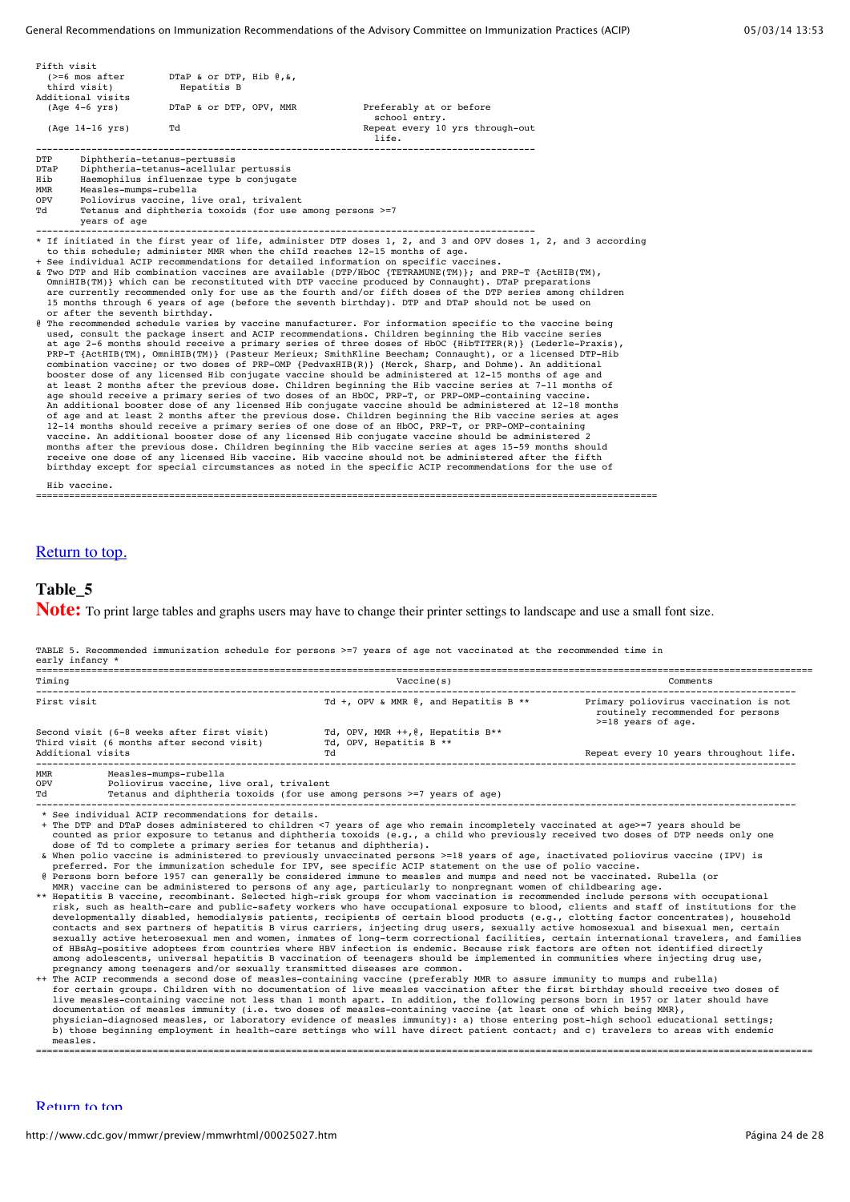| | | |
|---|---|---|
| Fifth visit (>=6 mos after third visit) | DTaP & or DTP, Hib @,&, Hepatitis B | |
| Additional visits | | |
| (Age 4-6 yrs) | DTaP & or DTP, OPV, MMR | Preferably at or before school entry. |
| (Age 14-16 yrs) | Td | Repeat every 10 yrs through-out life. |

DTP Diphtheria-tetanus-pertussis
DTaP Diphtheria-tetanus-acellular pertussis
Hib Haemophilus influenzae type b conjugate
MMR Measles-mumps-rubella
OPV Poliovirus vaccine, live oral, trivalent
Td Tetanus and diphtheria toxoids (for use among persons >=7 years of age

* If initiated in the first year of life, administer DTP doses 1, 2, and 3 and OPV doses 1, 2, and 3 according to this schedule; administer MMR when the child reaches 12-15 months of age.
+ See individual ACIP recommendations for detailed information on specific vaccines.
& Two DTP and Hib combination vaccines are available (DTP/HbOC {TETRAMUNE(TM)}; and PRP-T {ActHIB(TM), OmniHIB(TM)} which can be reconstituted with DTP vaccine produced by Connaught). DTaP preparations are currently recommended only for use as the fourth and/or fifth doses of the DTP series among children 15 months through 6 years of age (before the seventh birthday). DTP and DTaP should not be used on or after the seventh birthday.
@ The recommended schedule varies by vaccine manufacturer. For information specific to the vaccine being used, consult the package insert and ACIP recommendations. Children beginning the Hib vaccine series at age 2-6 months should receive a primary series of three doses of HbOC {HibTITER(R)} (Lederle-Praxis), PRP-T {ActHIB(TM), OmniHIB(TM)} (Pasteur Merieux; SmithKline Beecham; Connaught), or a licensed DTP-Hib combination vaccine; or two doses of PRP-OMP {PedvaxHIB(R)} (Merck, Sharp, and Dohme). An additional booster dose of any licensed Hib conjugate vaccine should be administered at 12-15 months of age and at least 2 months after the previous dose. Children beginning the Hib vaccine series at 7-11 months of age should receive a primary series of two doses of an HbOC, PRP-T, or PRP-OMP-containing vaccine. An additional booster dose of any licensed Hib conjugate vaccine should be administered at 12-18 months of age and at least 2 months after the previous dose. Children beginning the Hib vaccine series at ages 12-14 months should receive a primary series of one dose of an HbOC, PRP-T, or PRP-OMP-containing vaccine. An additional booster dose of any licensed Hib conjugate vaccine should be administered 2 months after the previous dose. Children beginning the Hib vaccine series at ages 15-59 months should receive one dose of any licensed Hib vaccine. Hib vaccine should not be administered after the fifth birthday except for special circumstances as noted in the specific ACIP recommendations for the use of Hib vaccine.

Return to top.

## Table_5

**Note:** To print large tables and graphs users may have to change their printer settings to landscape and use a small font size.

TABLE 5. Recommended immunization schedule for persons >=7 years of age not vaccinated at the recommended time in early infancy *

| Timing | Vaccine(s) | Comments |
|---|---|---|
| First visit | Td +, OPV & MMR @, and Hepatitis B ** | Primary poliovirus vaccination is not routinely recommended for persons >=18 years of age. |
| Second visit (6-8 weeks after first visit) | Td, OPV, MMR ++,@, Hepatitis B** | |
| Third visit (6 months after second visit) | Td, OPV, Hepatitis B ** | |
| Additional visits | Td | Repeat every 10 years throughout life. |

MMR Measles-mumps-rubella
OPV Poliovirus vaccine, live oral, trivalent
Td Tetanus and diphtheria toxoids (for use among persons >=7 years of age)

* See individual ACIP recommendations for details.
+ The DTP and DTaP doses administered to children <7 years of age who remain incompletely vaccinated at age>=7 years should be counted as prior exposure to tetanus and diphtheria toxoids (e.g., a child who previously received two doses of DTP needs only one dose of Td to complete a primary series for tetanus and diphtheria).
& When polio vaccine is administered to previously unvaccinated persons >=18 years of age, inactivated poliovirus vaccine (IPV) is preferred. For the immunization schedule for IPV, see specific ACIP statement on the use of polio vaccine.
@ Persons born before 1957 can generally be considered immune to measles and mumps and need not be vaccinated. Rubella (or MMR) vaccine can be administered to persons of any age, particularly to nonpregnant women of childbearing age.
** Hepatitis B vaccine, recombinant. Selected high-risk groups for whom vaccination is recommended include persons with occupational risk, such as health-care and public-safety workers who have occupational exposure to blood, clients and staff of institutions for the developmentally disabled, hemodialysis patients, recipients of certain blood products (e.g., clotting factor concentrates), household contacts and sex partners of hepatitis B virus carriers, injecting drug users, sexually active homosexual and bisexual men, certain sexually active heterosexual men and women, inmates of long-term correctional facilities, certain international travelers, and families of HBsAg-positive adoptees from countries where HBV infection is endemic. Because risk factors are often not identified directly among adolescents, universal hepatitis B vaccination of teenagers should be implemented in communities where injecting drug use, pregnancy among teenagers and/or sexually transmitted diseases are common.
++ The ACIP recommends a second dose of measles-containing vaccine (preferably MMR to assure immunity to mumps and rubella) for certain groups. Children with no documentation of live measles vaccination after the first birthday should receive two doses of live measles-containing vaccine not less than 1 month apart. In addition, the following persons born in 1957 or later should have documentation of measles immunity (i.e. two doses of measles-containing vaccine {at least one of which being MMR}, physician-diagnosed measles, or laboratory evidence of measles immunity): a) those entering post-high school educational settings; b) those beginning employment in health-care settings who will have direct patient contact; and c) travelers to areas with endemic measles.

Return to top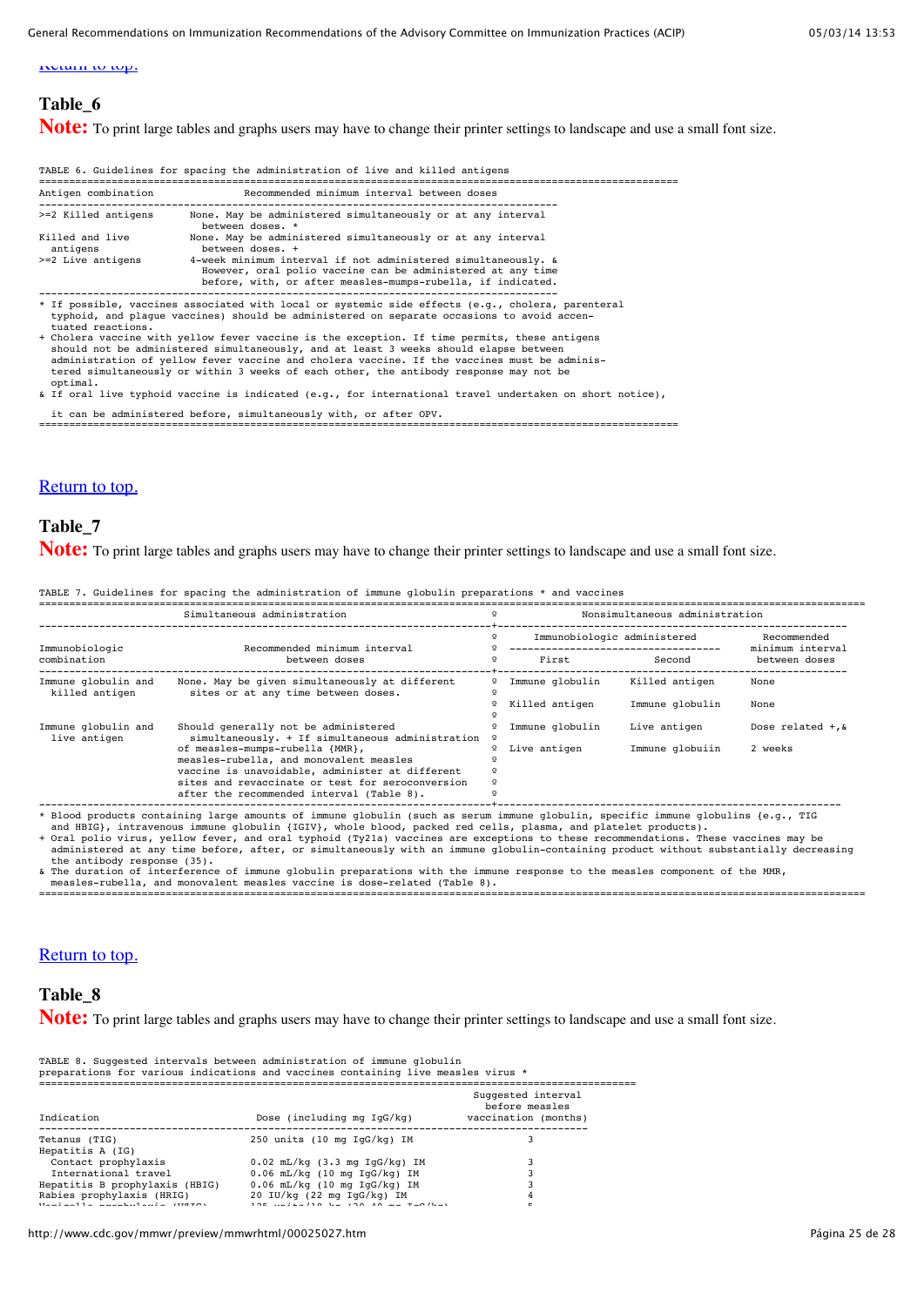Return to top.

## Table_6

**Note:** To print large tables and graphs users may have to change their printer settings to landscape and use a small font size.

TABLE 6. Guidelines for spacing the administration of live and killed antigens

| Antigen combination | Recommended minimum interval between doses |
|---|---|
| >=2 Killed antigens | None. May be administered simultaneously or at any interval between doses. * |
| Killed and live antigens | None. May be administered simultaneously or at any interval between doses. + |
| >=2 Live antigens | 4-week minimum interval if not administered simultaneously. & However, oral polio vaccine can be administered at any time before, with, or after measles-mumps-rubella, if indicated. |

\* If possible, vaccines associated with local or systemic side effects (e.g., cholera, parenteral typhoid, and plague vaccines) should be administered on separate occasions to avoid accentuated reactions.

\+ Cholera vaccine with yellow fever vaccine is the exception. If time permits, these antigens should not be administered simultaneously, and at least 3 weeks should elapse between administration of yellow fever vaccine and cholera vaccine. If the vaccines must be administered simultaneously or within 3 weeks of each other, the antibody response may not be optimal.

& If oral live typhoid vaccine is indicated (e.g., for international travel undertaken on short notice), it can be administered before, simultaneously with, or after OPV.

Return to top.

## Table_7

**Note:** To print large tables and graphs users may have to change their printer settings to landscape and use a small font size.

TABLE 7. Guidelines for spacing the administration of immune globulin preparations * and vaccines

| Simultaneous administration | | Nonsimultaneous administration | | |
|---|---|---|---|---|
| Immunobiologic combination | Recommended minimum interval between doses | Immunobiologic administered: First | Immunobiologic administered: Second | Recommended minimum interval between doses |
| Immune globulin and killed antigen | None. May be given simultaneously at different sites or at any time between doses. | Immune globulin | Killed antigen | None |
| | | Killed antigen | Immune globulin | None |
| Immune globulin and live antigen | Should generally not be administered simultaneously. + If simultaneous administration of measles-mumps-rubella {MMR}, measles-rubella, and monovalent measles vaccine is unavoidable, administer at different sites and revaccinate or test for seroconversion after the recommended interval (Table 8). | Immune globulin | Live antigen | Dose related +,& |
| | | Live antigen | Immune globuiin | 2 weeks |

\* Blood products containing large amounts of immune globulin (such as serum immune globulin, specific immune globulins {e.g., TIG and HBIG}, intravenous immune globulin {IGIV}, whole blood, packed red cells, plasma, and platelet products).

\+ Oral polio virus, yellow fever, and oral typhoid (Ty21a) vaccines are exceptions to these recommendations. These vaccines may be administered at any time before, after, or simultaneously with an immune globulin-containing product without substantially decreasing the antibody response (35).

& The duration of interference of immune globulin preparations with the immune response to the measles component of the MMR, measles-rubella, and monovalent measles vaccine is dose-related (Table 8).

Return to top.

## Table_8

**Note:** To print large tables and graphs users may have to change their printer settings to landscape and use a small font size.

TABLE 8. Suggested intervals between administration of immune globulin preparations for various indications and vaccines containing live measles virus *

| Indication | Dose (including mg IgG/kg) | Suggested interval before measles vaccination (months) |
|---|---|---|
| Tetanus (TIG) | 250 units (10 mg IgG/kg) IM | 3 |
| Hepatitis A (IG) | | |
| Contact prophylaxis | 0.02 mL/kg (3.3 mg IgG/kg) IM | 3 |
| International travel | 0.06 mL/kg (10 mg IgG/kg) IM | 3 |
| Hepatitis B prophylaxis (HBIG) | 0.06 mL/kg (10 mg IgG/kg) IM | 3 |
| Rabies prophylaxis (HRIG) | 20 IU/kg (22 mg IgG/kg) IM | 4 |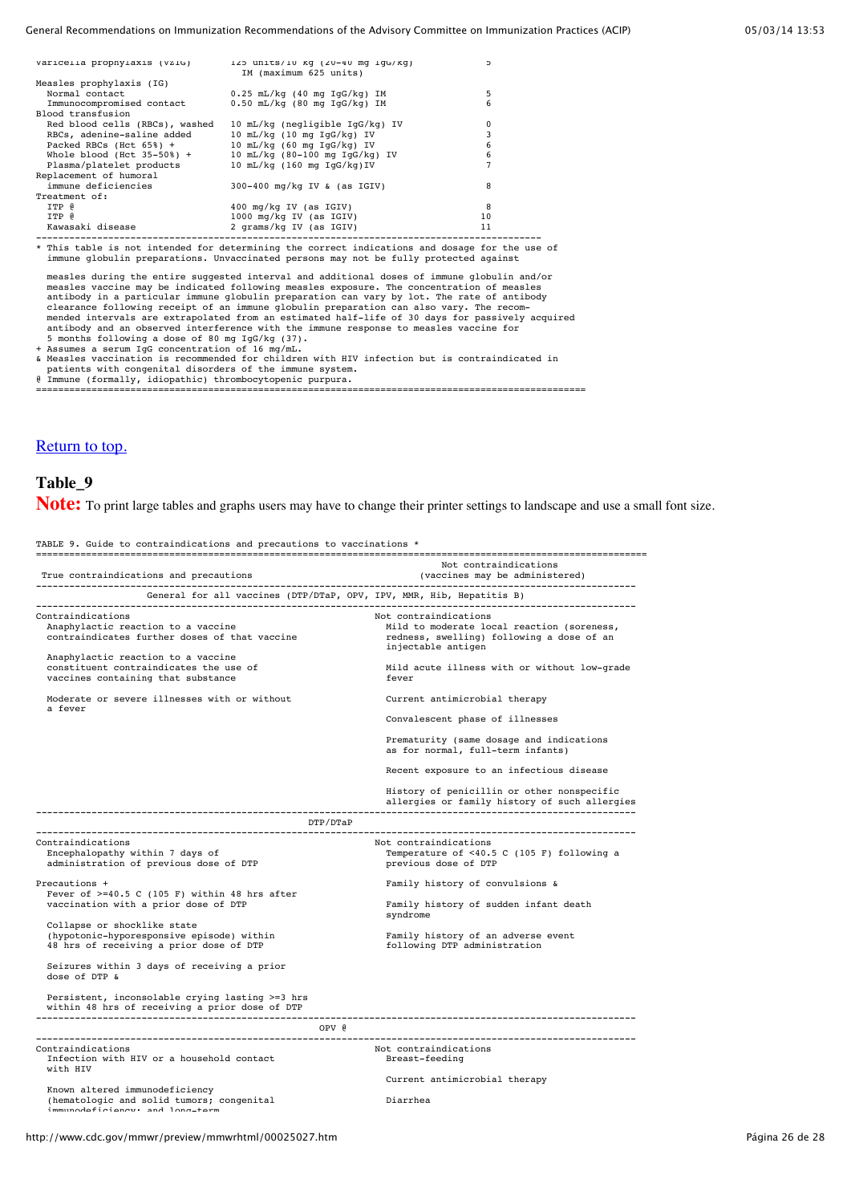| | | |
|---|---|---|
| Varicella prophylaxis (VZIG) | 125 units/10 kg (20-40 mg IgG/kg) IM (maximum 625 units) | 5 |
| Measles prophylaxis (IG) | | |
| Normal contact | 0.25 mL/kg (40 mg IgG/kg) IM | 5 |
| Immunocompromised contact | 0.50 mL/kg (80 mg IgG/kg) IM | 6 |
| Blood transfusion | | |
| Red blood cells (RBCs), washed | 10 mL/kg (negligible IgG/kg) IV | 0 |
| RBCs, adenine-saline added | 10 mL/kg (10 mg IgG/kg) IV | 3 |
| Packed RBCs (Hct 65%) + | 10 mL/kg (60 mg IgG/kg) IV | 6 |
| Whole blood (Hct 35-50%) + | 10 mL/kg (80-100 mg IgG/kg) IV | 6 |
| Plasma/platelet products | 10 mL/kg (160 mg IgG/kg)IV | 7 |
| Replacement of humoral immune deficiencies | 300-400 mg/kg IV & (as IGIV) | 8 |
| Treatment of: | | |
| ITP @ | 400 mg/kg IV (as IGIV) | 8 |
| ITP @ | 1000 mg/kg IV (as IGIV) | 10 |
| Kawasaki disease | 2 grams/kg IV (as IGIV) | 11 |

\* This table is not intended for determining the correct indications and dosage for the use of immune globulin preparations. Unvaccinated persons may not be fully protected against

measles during the entire suggested interval and additional doses of immune globulin and/or measles vaccine may be indicated following measles exposure. The concentration of measles antibody in a particular immune globulin preparation can vary by lot. The rate of antibody clearance following receipt of an immune globulin preparation can also vary. The recommended intervals are extrapolated from an estimated half-life of 30 days for passively acquired antibody and an observed interference with the immune response to measles vaccine for 5 months following a dose of 80 mg IgG/kg (37).

\+ Assumes a serum IgG concentration of 16 mg/mL.

& Measles vaccination is recommended for children with HIV infection but is contraindicated in patients with congenital disorders of the immune system.

@ Immune (formally, idiopathic) thrombocytopenic purpura.

Return to top.

## Table_9

**Note:** To print large tables and graphs users may have to change their printer settings to landscape and use a small font size.

TABLE 9. Guide to contraindications and precautions to vaccinations *

| True contraindications and precautions | Not contraindications (vaccines may be administered) |
|---|---|
| **General for all vaccines (DTP/DTaP, OPV, IPV, MMR, Hib, Hepatitis B)** | |
| Contraindications | Not contraindications |
| Anaphylactic reaction to a vaccine contraindicates further doses of that vaccine | Mild to moderate local reaction (soreness, redness, swelling) following a dose of an injectable antigen |
| Anaphylactic reaction to a vaccine constituent contraindicates the use of vaccines containing that substance | Mild acute illness with or without low-grade fever |
| Moderate or severe illnesses with or without a fever | Current antimicrobial therapy |
| | Convalescent phase of illnesses |
| | Prematurity (same dosage and indications as for normal, full-term infants) |
| | Recent exposure to an infectious disease |
| | History of penicillin or other nonspecific allergies or family history of such allergies |
| **DTP/DTaP** | |
| Contraindications | Not contraindications |
| Encephalopathy within 7 days of administration of previous dose of DTP | Temperature of <40.5 C (105 F) following a previous dose of DTP |
| Precautions + | Family history of convulsions & |
| Fever of >=40.5 C (105 F) within 48 hrs after vaccination with a prior dose of DTP | Family history of sudden infant death syndrome |
| Collapse or shocklike state (hypotonic-hyporesponsive episode) within 48 hrs of receiving a prior dose of DTP | Family history of an adverse event following DTP administration |
| Seizures within 3 days of receiving a prior dose of DTP & | |
| Persistent, inconsolable crying lasting >=3 hrs within 48 hrs of receiving a prior dose of DTP | |
| **OPV @** | |
| Contraindications | Not contraindications |
| Infection with HIV or a household contact with HIV | Breast-feeding |
| | Current antimicrobial therapy |
| Known altered immunodeficiency (hematologic and solid tumors; congenital immunodeficiency; and long-term | Diarrhea |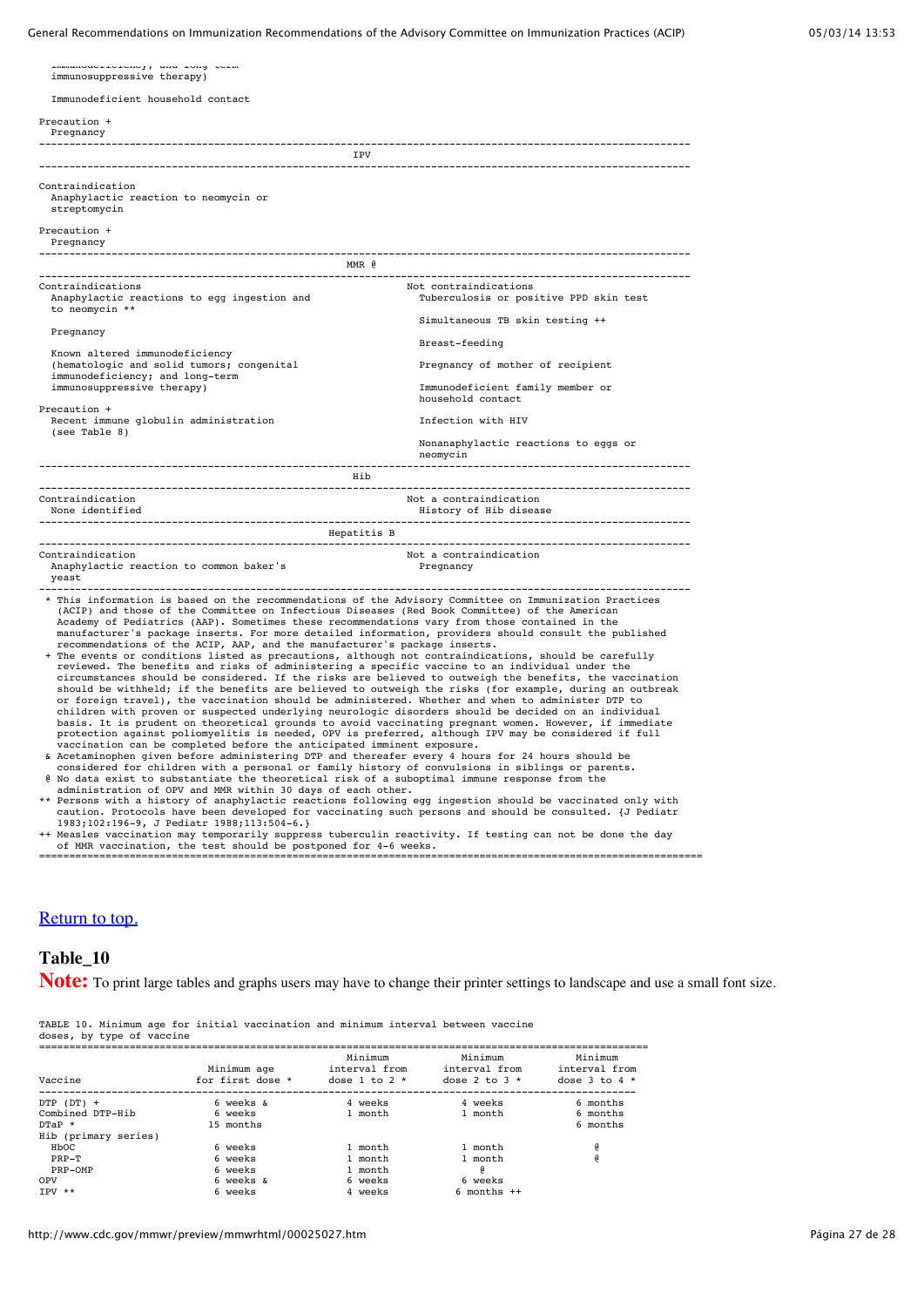immunodeficiency; and long-term immunosuppressive therapy)

Immunodeficient household contact

Precaution +
Pregnancy

| IPV | |
|---|---|
| Contraindication<br>Anaphylactic reaction to neomycin or streptomycin | |
| Precaution +<br>Pregnancy | |

| MMR @ | |
|---|---|
| Contraindications | Not contraindications |
| Anaphylactic reactions to egg ingestion and to neomycin ** | Tuberculosis or positive PPD skin test |
| Pregnancy | Simultaneous TB skin testing ++ |
| Known altered immunodeficiency (hematologic and solid tumors; congenital immunodeficiency; and long-term immunosuppressive therapy) | Breast-feeding |
| | Pregnancy of mother of recipient |
| | Immunodeficient family member or household contact |
| Precaution +<br>Recent immune globulin administration (see Table 8) | Infection with HIV |
| | Nonanaphylactic reactions to eggs or neomycin |

| Hib | |
|---|---|
| Contraindication<br>None identified | Not a contraindication<br>History of Hib disease |

| Hepatitis B | |
|---|---|
| Contraindication<br>Anaphylactic reaction to common baker's yeast | Not a contraindication<br>Pregnancy |

\* This information is based on the recommendations of the Advisory Committee on Immunization Practices (ACIP) and those of the Committee on Infectious Diseases (Red Book Committee) of the American Academy of Pediatrics (AAP). Sometimes these recommendations vary from those contained in the manufacturer's package inserts. For more detailed information, providers should consult the published recommendations of the ACIP, AAP, and the manufacturer's package inserts.

\+ The events or conditions listed as precautions, although not contraindications, should be carefully reviewed. The benefits and risks of administering a specific vaccine to an individual under the circumstances should be considered. If the risks are believed to outweigh the benefits, the vaccination should be withheld; if the benefits are believed to outweigh the risks (for example, during an outbreak or foreign travel), the vaccination should be administered. Whether and when to administer DTP to children with proven or suspected underlying neurologic disorders should be decided on an individual basis. It is prudent on theoretical grounds to avoid vaccinating pregnant women. However, if immediate protection against poliomyelitis is needed, OPV is preferred, although IPV may be considered if full vaccination can be completed before the anticipated imminent exposure.

& Acetaminophen given before administering DTP and thereafter every 4 hours for 24 hours should be considered for children with a personal or family history of convulsions in siblings or parents.

@ No data exist to substantiate the theoretical risk of a suboptimal immune response from the administration of OPV and MMR within 30 days of each other.

\*\* Persons with a history of anaphylactic reactions following egg ingestion should be vaccinated only with caution. Protocols have been developed for vaccinating such persons and should be consulted. {J Pediatr 1983;102:196-9, J Pediatr 1988;113:504-6.}

++ Measles vaccination may temporarily suppress tuberculin reactivity. If testing can not be done the day of MMR vaccination, the test should be postponed for 4-6 weeks.

Return to top.

## Table_10

**Note:** To print large tables and graphs users may have to change their printer settings to landscape and use a small font size.

TABLE 10. Minimum age for initial vaccination and minimum interval between vaccine doses, by type of vaccine

| Vaccine | Minimum age for first dose * | Minimum interval from dose 1 to 2 * | Minimum interval from dose 2 to 3 * | Minimum interval from dose 3 to 4 * |
|---|---|---|---|---|
| DTP (DT) + | 6 weeks & | 4 weeks | 4 weeks | 6 months |
| Combined DTP-Hib | 6 weeks | 1 month | 1 month | 6 months |
| DTaP * | 15 months | | | 6 months |
| Hib (primary series) | | | | |
| HbOC | 6 weeks | 1 month | 1 month | @ |
| PRP-T | 6 weeks | 1 month | 1 month | @ |
| PRP-OMP | 6 weeks | 1 month | @ | |
| OPV | 6 weeks & | 6 weeks | 6 weeks | |
| IPV ** | 6 weeks | 4 weeks | 6 months ++ | |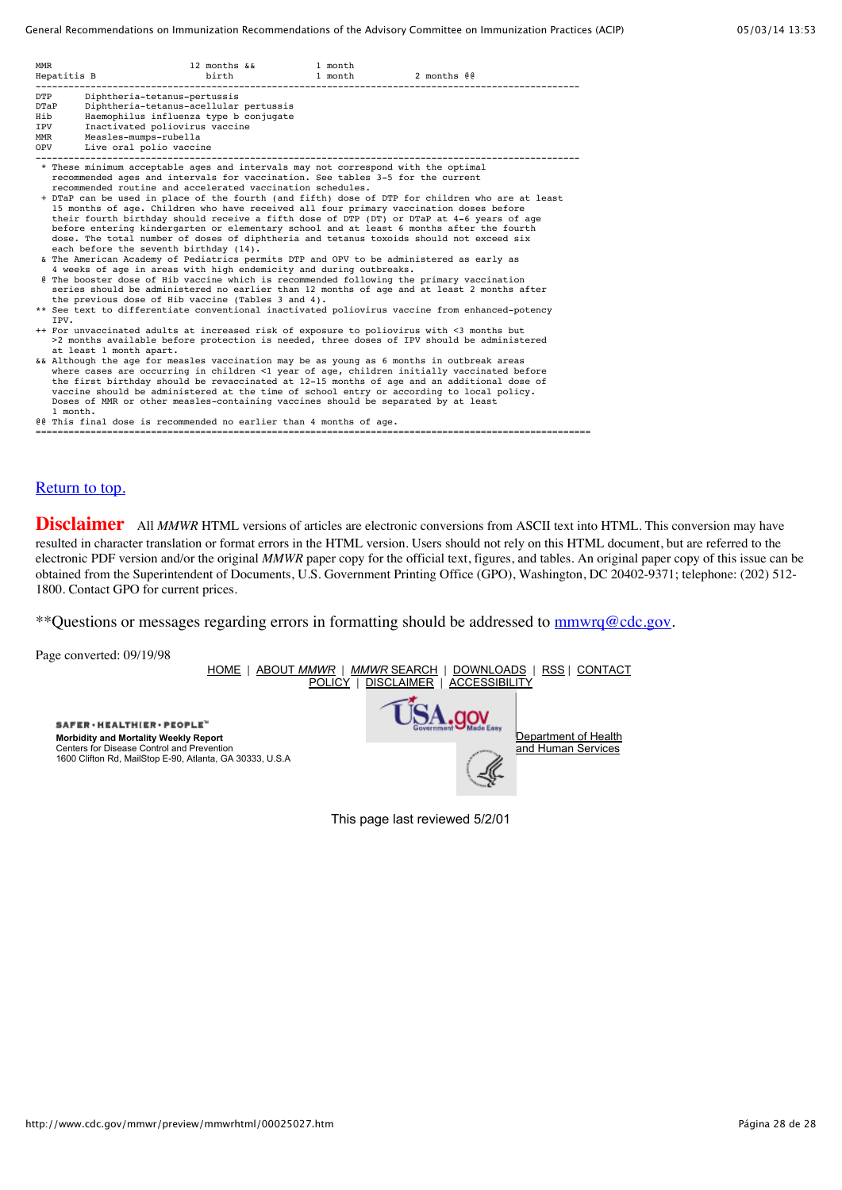```
MMR                        12 months &&          1 month
Hepatitis B                   birth              1 month           2 months @@
---------------------------------------------------------------------------------------------
DTP      Diphtheria-tetanus-pertussis
DTaP     Diphtheria-tetanus-acellular pertussis
Hib      Haemophilus influenza type b conjugate
IPV      Inactivated poliovirus vaccine
MMR      Measles-mumps-rubella
OPV      Live oral polio vaccine
---------------------------------------------------------------------------------------------
 * These minimum acceptable ages and intervals may not correspond with the optimal
   recommended ages and intervals for vaccination. See tables 3-5 for the current
   recommended routine and accelerated vaccination schedules.
 + DTaP can be used in place of the fourth (and fifth) dose of DTP for children who are at least
   15 months of age. Children who have received all four primary vaccination doses before
   their fourth birthday should receive a fifth dose of DTP (DT) or DTaP at 4-6 years of age
   before entering kindergarten or elementary school and at least 6 months after the fourth
   dose. The total number of doses of diphtheria and tetanus toxoids should not exceed six
   each before the seventh birthday (14).
 & The American Academy of Pediatrics permits DTP and OPV to be administered as early as
   4 weeks of age in areas with high endemicity and during outbreaks.
 @ The booster dose of Hib vaccine which is recommended following the primary vaccination
   series should be administered no earlier than 12 months of age and at least 2 months after
   the previous dose of Hib vaccine (Tables 3 and 4).
** See text to differentiate conventional inactivated poliovirus vaccine from enhanced-potency
   IPV.
++ For unvaccinated adults at increased risk of exposure to poliovirus with <3 months but
   >2 months available before protection is needed, three doses of IPV should be administered
   at least 1 month apart.
&& Although the age for measles vaccination may be as young as 6 months in outbreak areas
   where cases are occurring in children <1 year of age, children initially vaccinated before
   the first birthday should be revaccinated at 12-15 months of age and an additional dose of
   vaccine should be administered at the time of school entry or according to local policy.
   Doses of MMR or other measles-containing vaccines should be separated by at least
   1 month.
@@ This final dose is recommended no earlier than 4 months of age.
=================================================================================================
```

Return to top.

**Disclaimer** All *MMWR* HTML versions of articles are electronic conversions from ASCII text into HTML. This conversion may have resulted in character translation or format errors in the HTML version. Users should not rely on this HTML document, but are referred to the electronic PDF version and/or the original *MMWR* paper copy for the official text, figures, and tables. An original paper copy of this issue can be obtained from the Superintendent of Documents, U.S. Government Printing Office (GPO), Washington, DC 20402-9371; telephone: (202) 512-1800. Contact GPO for current prices.

**Questions or messages regarding errors in formatting should be addressed to mmwrq@cdc.gov.

Page converted: 09/19/98

HOME | ABOUT *MMWR* | *MMWR* SEARCH | DOWNLOADS | RSS | CONTACT
POLICY | DISCLAIMER | ACCESSIBILITY

SAFER · HEALTHIER · PEOPLE™
**Morbidity and Mortality Weekly Report**
Centers for Disease Control and Prevention
1600 Clifton Rd, MailStop E-90, Atlanta, GA 30333, U.S.A

USA.gov Government Made Easy

Department of Health and Human Services

This page last reviewed 5/2/01